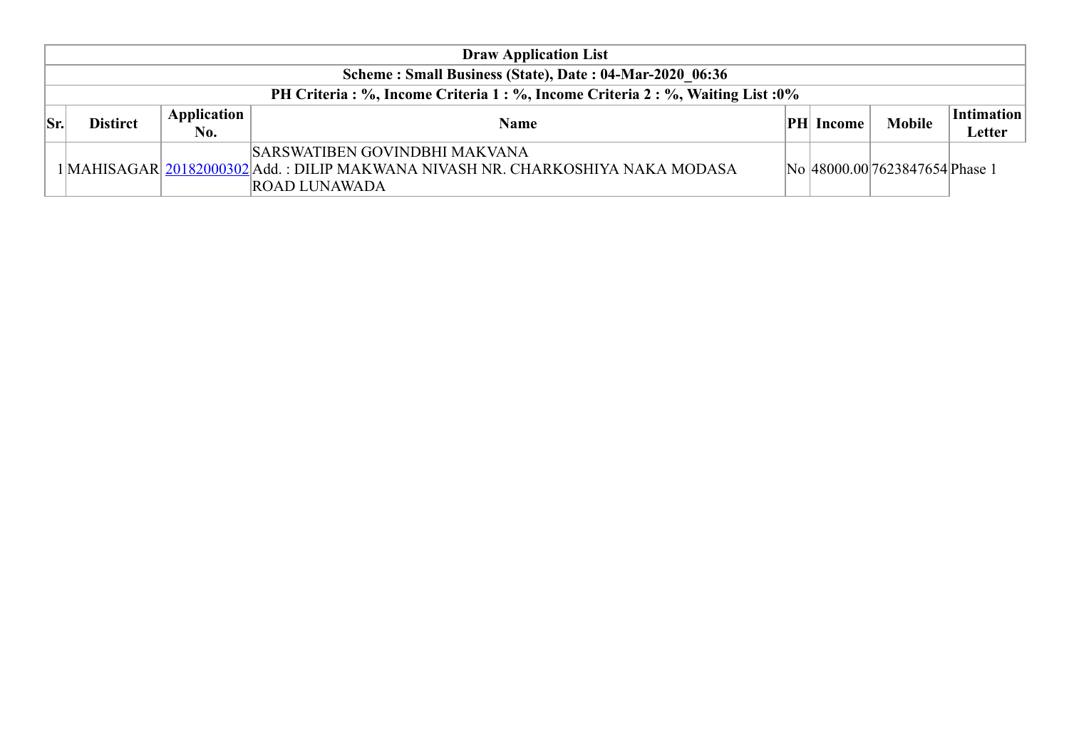| Draw Application List | | | | | | | |
|---|---|---|---|---|---|---|---|
| **Scheme : Small Business (State), Date : 04-Mar-2020_06:36** | | | | | | | |
| **PH Criteria : %, Income Criteria 1 : %, Income Criteria 2 : %, Waiting List :0%** | | | | | | | |
| **Sr.** | **Distirct** | **Application No.** | **Name** | **PH** | **Income** | **Mobile** | **Intimation Letter** |
| 1 | MAHISAGAR | 20182000302 | SARSWATIBEN GOVINDBHI MAKVANA Add. : DILIP MAKWANA NIVASH NR. CHARKOSHIYA NAKA MODASA ROAD LUNAWADA | No | 48000.00 | 7623847654 | Phase 1 |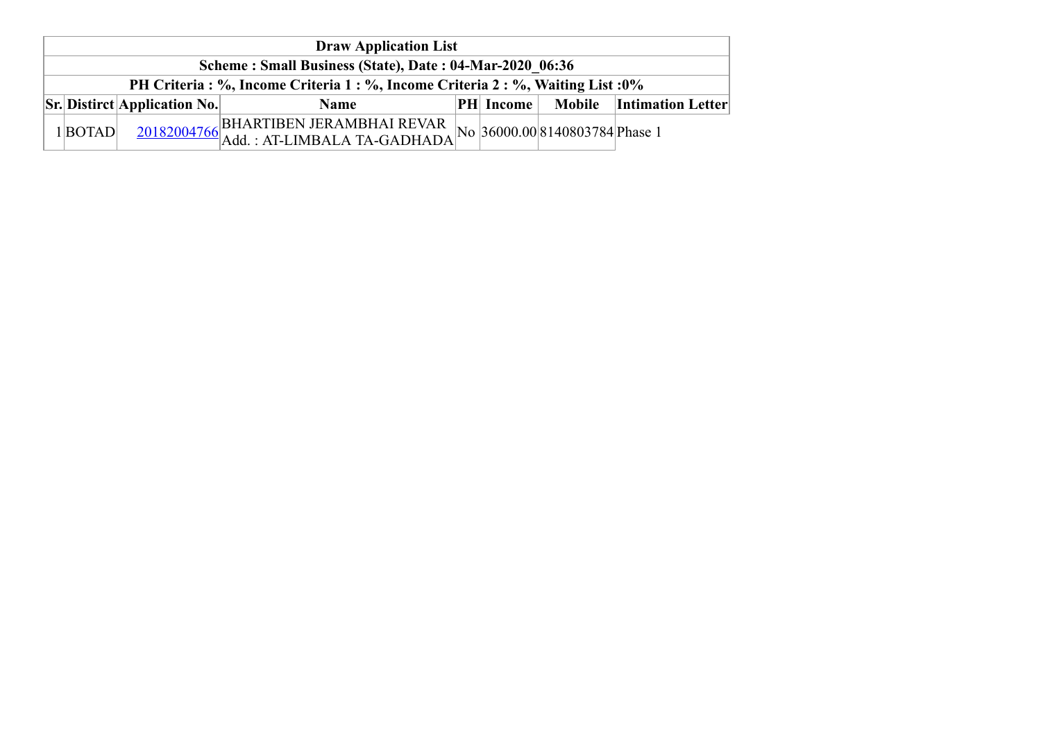| Draw Application List | | | | | | | |
|---|---|---|---|---|---|---|---|
| Scheme : Small Business (State), Date : 04-Mar-2020_06:36 | | | | | | | |
| PH Criteria : %, Income Criteria 1 : %, Income Criteria 2 : %, Waiting List :0% | | | | | | | |
| **Sr.** | **Distirct** | **Application No.** | **Name** | **PH** | **Income** | **Mobile** | **Intimation Letter** |
| 1 | BOTAD | 20182004766 | BHARTIBEN JERAMBHAI REVAR Add. : AT-LIMBALA TA-GADHADA | No | 36000.00 | 8140803784 | Phase 1 |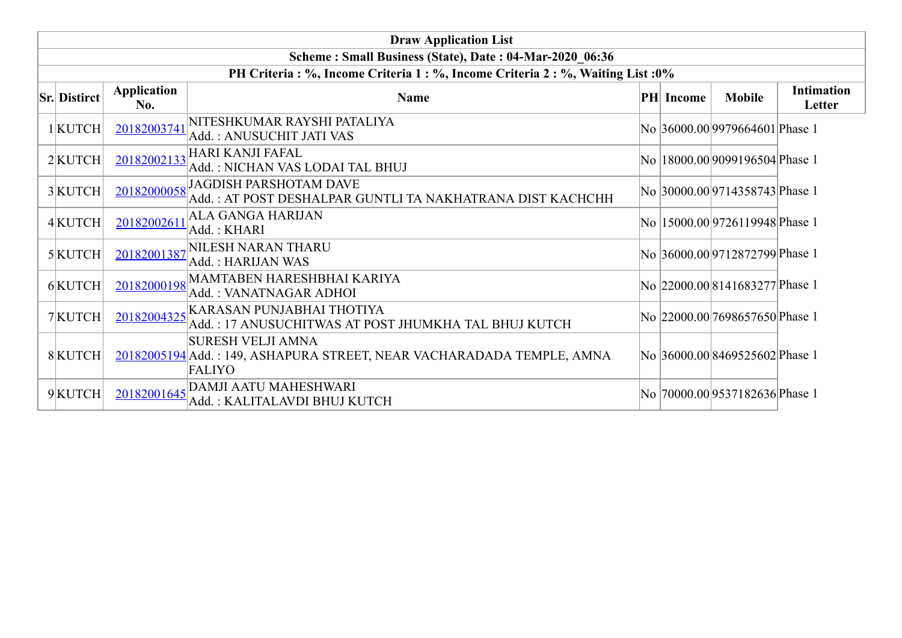| Draw Application List | | | | | | | |
|---|---|---|---|---|---|---|---|
| **Scheme : Small Business (State), Date : 04-Mar-2020_06:36** | | | | | | | |
| **PH Criteria : %, Income Criteria 1 : %, Income Criteria 2 : %, Waiting List :0%** | | | | | | | |
| **Sr.** | **Distirct** | **Application No.** | **Name** | **PH** | **Income** | **Mobile** | **Intimation Letter** |
| 1 | KUTCH | 20182003741 | NITESHKUMAR RAYSHI PATALIYA<br>Add. : ANUSUCHIT JATI VAS | No | 36000.00 | 9979664601 | Phase 1 |
| 2 | KUTCH | 20182002133 | HARI KANJI FAFAL<br>Add. : NICHAN VAS LODAI TAL BHUJ | No | 18000.00 | 9099196504 | Phase 1 |
| 3 | KUTCH | 20182000058 | JAGDISH PARSHOTAM DAVE<br>Add. : AT POST DESHALPAR GUNTLI TA NAKHATRANA DIST KACHCHH | No | 30000.00 | 9714358743 | Phase 1 |
| 4 | KUTCH | 20182002611 | ALA GANGA HARIJAN<br>Add. : KHARI | No | 15000.00 | 9726119948 | Phase 1 |
| 5 | KUTCH | 20182001387 | NILESH NARAN THARU<br>Add. : HARIJAN WAS | No | 36000.00 | 9712872799 | Phase 1 |
| 6 | KUTCH | 20182000198 | MAMTABEN HARESHBHAI KARIYA<br>Add. : VANATNAGAR ADHOI | No | 22000.00 | 8141683277 | Phase 1 |
| 7 | KUTCH | 20182004325 | KARASAN PUNJABHAI THOTIYA<br>Add. : 17 ANUSUCHITWAS AT POST JHUMKHA TAL BHUJ KUTCH | No | 22000.00 | 7698657650 | Phase 1 |
| 8 | KUTCH | 20182005194 | SURESH VELJI AMNA<br>Add. : 149, ASHAPURA STREET, NEAR VACHARADADA TEMPLE, AMNA FALIYO | No | 36000.00 | 8469525602 | Phase 1 |
| 9 | KUTCH | 20182001645 | DAMJI AATU MAHESHWARI<br>Add. : KALITALAVDI BHUJ KUTCH | No | 70000.00 | 9537182636 | Phase 1 |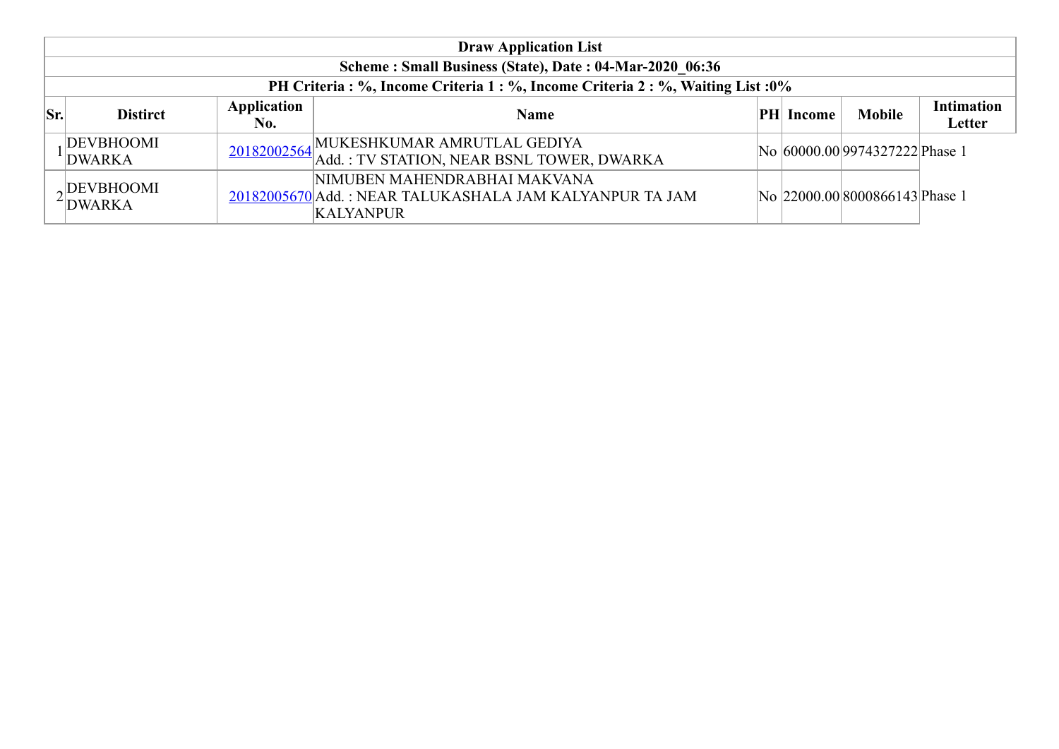| Draw Application List | | | | | | | |
|---|---|---|---|---|---|---|---|
| Scheme : Small Business (State), Date : 04-Mar-2020_06:36 | | | | | | | |
| PH Criteria : %, Income Criteria 1 : %, Income Criteria 2 : %, Waiting List :0% | | | | | | | |
| **Sr.** | **Distirct** | **Application No.** | **Name** | **PH** | **Income** | **Mobile** | **Intimation Letter** |
| 1 | DEVBHOOMI DWARKA | 20182002564 | MUKESHKUMAR AMRUTLAL GEDIYA<br>Add. : TV STATION, NEAR BSNL TOWER, DWARKA | No | 60000.00 | 9974327222 | Phase 1 |
| 2 | DEVBHOOMI DWARKA | 20182005670 | NIMUBEN MAHENDRABHAI MAKVANA<br>Add. : NEAR TALUKASHALA JAM KALYANPUR TA JAM KALYANPUR | No | 22000.00 | 8000866143 | Phase 1 |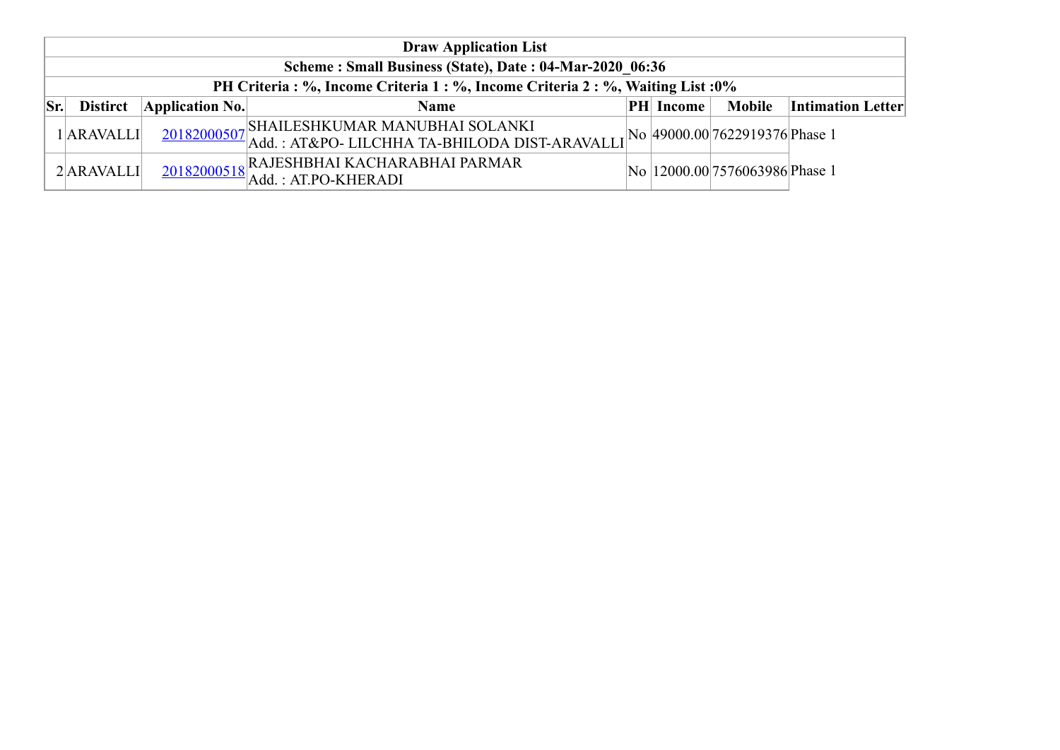| Draw Application List | | | | | | | |
|---|---|---|---|---|---|---|---|
| Scheme : Small Business (State), Date : 04-Mar-2020_06:36 | | | | | | | |
| PH Criteria : %, Income Criteria 1 : %, Income Criteria 2 : %, Waiting List :0% | | | | | | | |
| **Sr.** | **Distirct** | **Application No.** | **Name** | **PH** | **Income** | **Mobile** | **Intimation Letter** |
| 1 | ARAVALLI | 20182000507 | SHAILESHKUMAR MANUBHAI SOLANKI<br>Add. : AT&PO- LILCHHA TA-BHILODA DIST-ARAVALLI | No | 49000.00 | 7622919376 | Phase 1 |
| 2 | ARAVALLI | 20182000518 | RAJESHBHAI KACHARABHAI PARMAR<br>Add. : AT.PO-KHERADI | No | 12000.00 | 7576063986 | Phase 1 |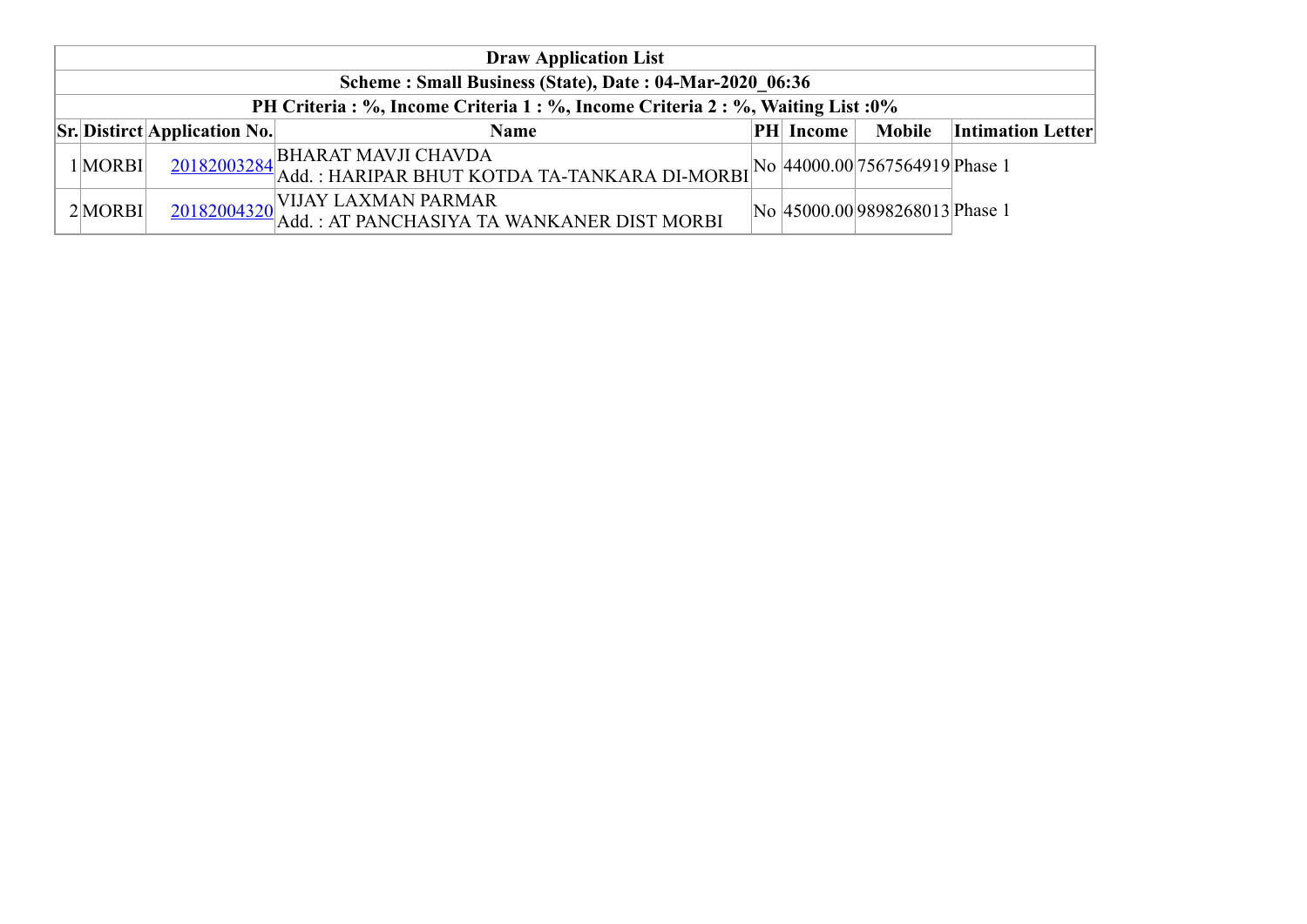| Draw Application List | | | | | | | |
|---|---|---|---|---|---|---|---|
| Scheme : Small Business (State), Date : 04-Mar-2020_06:36 | | | | | | | |
| PH Criteria : %, Income Criteria 1 : %, Income Criteria 2 : %, Waiting List :0% | | | | | | | |
| **Sr.** | **Distirct** | **Application No.** | **Name** | **PH** | **Income** | **Mobile** | **Intimation Letter** |
| 1 | MORBI | 20182003284 | BHARAT MAVJI CHAVDA<br>Add. : HARIPAR BHUT KOTDA TA-TANKARA DI-MORBI | No | 44000.00 | 7567564919 | Phase 1 |
| 2 | MORBI | 20182004320 | VIJAY LAXMAN PARMAR<br>Add. : AT PANCHASIYA TA WANKANER DIST MORBI | No | 45000.00 | 9898268013 | Phase 1 |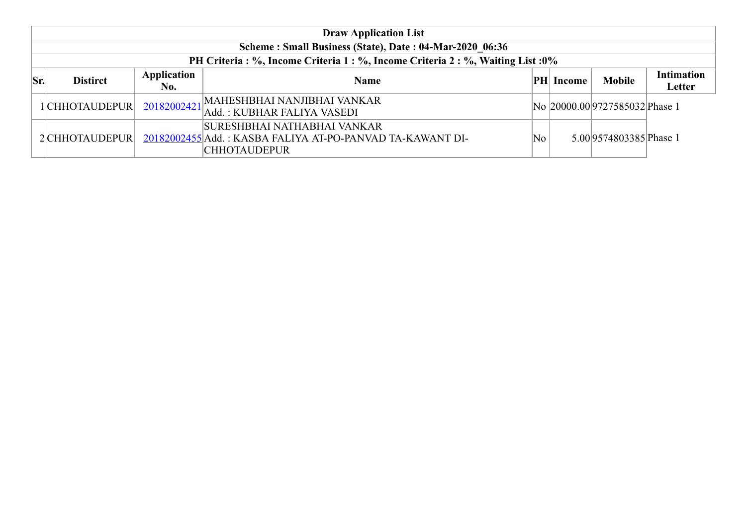| Draw Application List | | | | | | | |
|---|---|---|---|---|---|---|---|
| Scheme : Small Business (State), Date : 04-Mar-2020_06:36 | | | | | | | |
| PH Criteria : %, Income Criteria 1 : %, Income Criteria 2 : %, Waiting List :0% | | | | | | | |
| **Sr.** | **Distirct** | **Application No.** | **Name** | **PH** | **Income** | **Mobile** | **Intimation Letter** |
| 1 | CHHOTAUDEPUR | 20182002421 | MAHESHBHAI NANJIBHAI VANKAR Add. : KUBHAR FALIYA VASEDI | No | 20000.00 | 9727585032 | Phase 1 |
| 2 | CHHOTAUDEPUR | 20182002455 | SURESHBHAI NATHABHAI VANKAR Add. : KASBA FALIYA AT-PO-PANVAD TA-KAWANT DI-CHHOTAUDEPUR | No | 5.00 | 9574803385 | Phase 1 |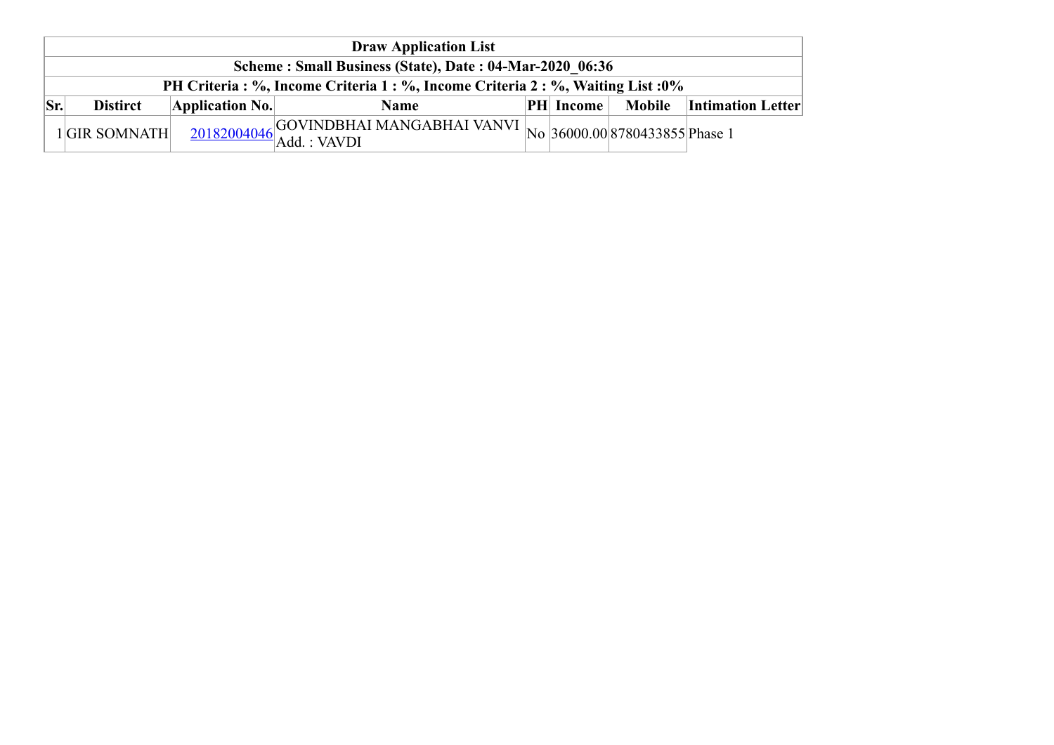| Draw Application List | | | | | | | |
|---|---|---|---|---|---|---|---|
| Scheme : Small Business (State), Date : 04-Mar-2020_06:36 | | | | | | | |
| PH Criteria : %, Income Criteria 1 : %, Income Criteria 2 : %, Waiting List :0% | | | | | | | |
| **Sr.** | **Distirct** | **Application No.** | **Name** | **PH** | **Income** | **Mobile** | **Intimation Letter** |
| 1 | GIR SOMNATH | 20182004046 | GOVINDBHAI MANGABHAI VANVI Add. : VAVDI | No | 36000.00 | 8780433855 | Phase 1 |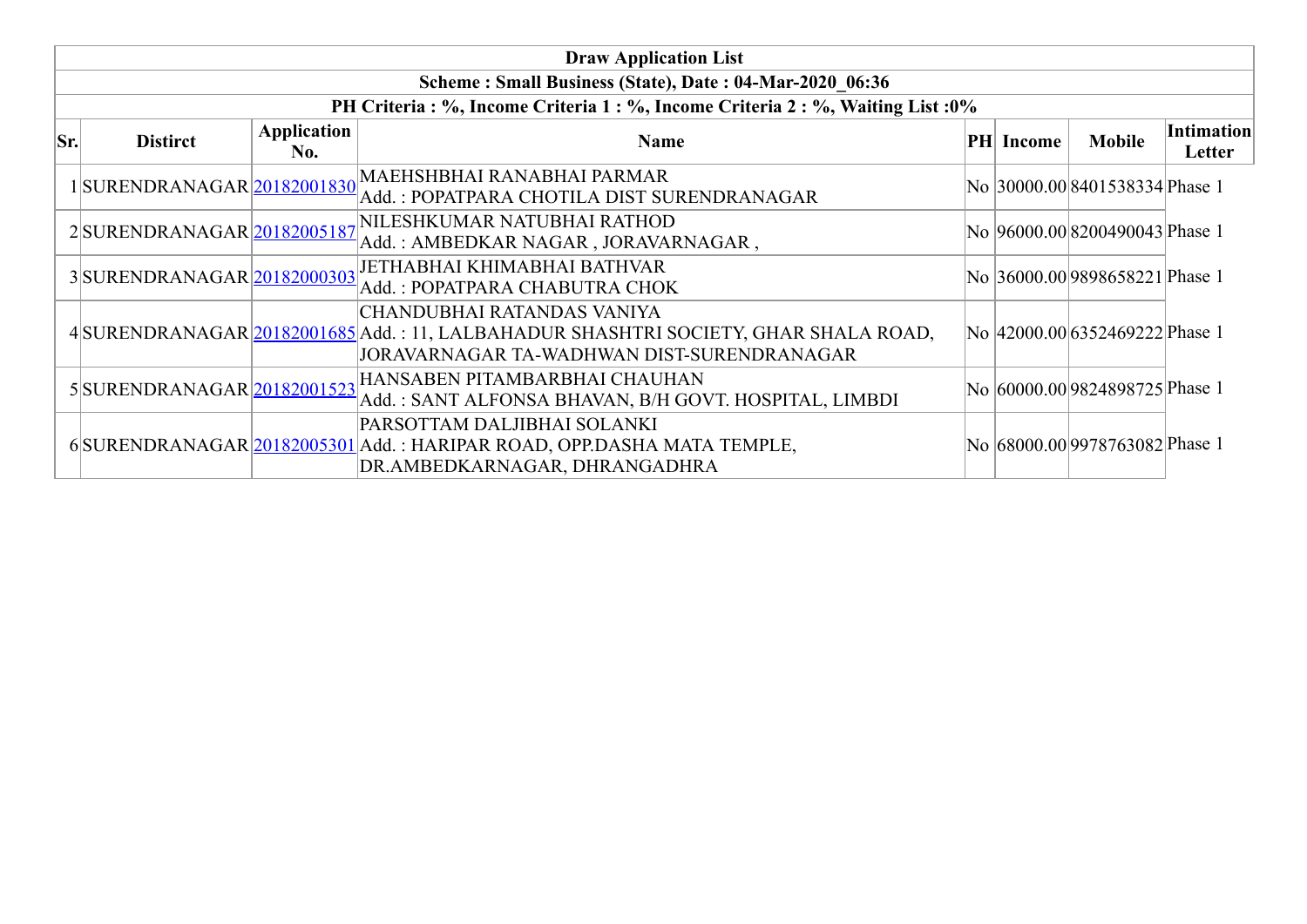| Draw Application List | | | | | | | |
|---|---|---|---|---|---|---|---|
| **Scheme : Small Business (State), Date : 04-Mar-2020_06:36** | | | | | | | |
| **PH Criteria : %, Income Criteria 1 : %, Income Criteria 2 : %, Waiting List :0%** | | | | | | | |
| **Sr.** | **Distirct** | **Application No.** | **Name** | **PH** | **Income** | **Mobile** | **Intimation Letter** |
| 1 | SURENDRANAGAR | 20182001830 | MAEHSHBHAI RANABHAI PARMAR<br>Add. : POPATPARA CHOTILA DIST SURENDRANAGAR | No | 30000.00 | 8401538334 | Phase 1 |
| 2 | SURENDRANAGAR | 20182005187 | NILESHKUMAR NATUBHAI RATHOD<br>Add. : AMBEDKAR NAGAR , JORAVARNAGAR , | No | 96000.00 | 8200490043 | Phase 1 |
| 3 | SURENDRANAGAR | 20182000303 | JETHABHAI KHIMABHAI BATHVAR<br>Add. : POPATPARA CHABUTRA CHOK | No | 36000.00 | 9898658221 | Phase 1 |
| 4 | SURENDRANAGAR | 20182001685 | CHANDUBHAI RATANDAS VANIYA<br>Add. : 11, LALBAHADUR SHASHTRI SOCIETY, GHAR SHALA ROAD, JORAVARNAGAR TA-WADHWAN DIST-SURENDRANAGAR | No | 42000.00 | 6352469222 | Phase 1 |
| 5 | SURENDRANAGAR | 20182001523 | HANSABEN PITAMBARBHAI CHAUHAN<br>Add. : SANT ALFONSA BHAVAN, B/H GOVT. HOSPITAL, LIMBDI | No | 60000.00 | 9824898725 | Phase 1 |
| 6 | SURENDRANAGAR | 20182005301 | PARSOTTAM DALJIBHAI SOLANKI<br>Add. : HARIPAR ROAD, OPP.DASHA MATA TEMPLE, DR.AMBEDKARNAGAR, DHRANGADHRA | No | 68000.00 | 9978763082 | Phase 1 |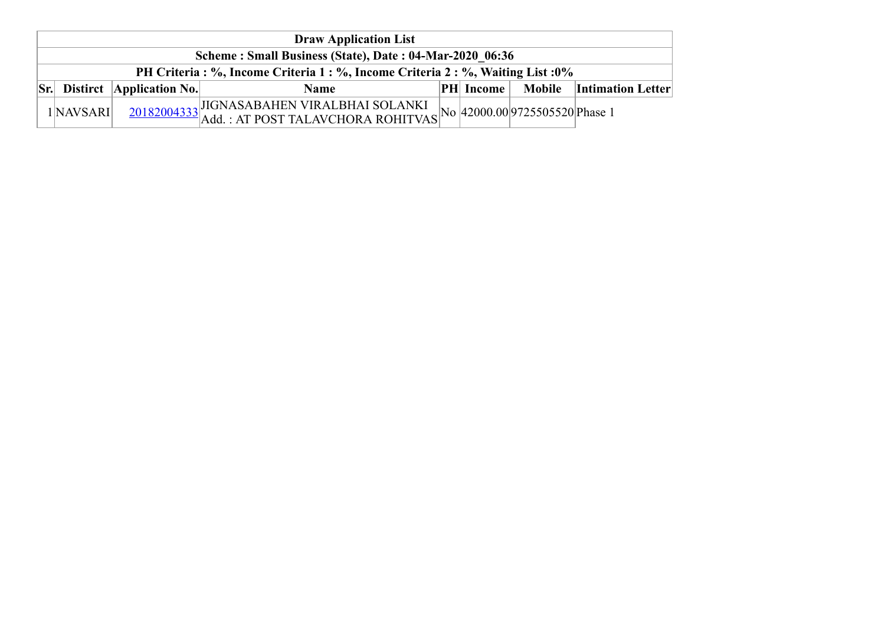| Draw Application List | | | | | | | |
|---|---|---|---|---|---|---|---|
| Scheme : Small Business (State), Date : 04-Mar-2020_06:36 | | | | | | | |
| PH Criteria : %, Income Criteria 1 : %, Income Criteria 2 : %, Waiting List :0% | | | | | | | |
| **Sr.** | **Distirct** | **Application No.** | **Name** | **PH** | **Income** | **Mobile** | **Intimation Letter** |
| 1 | NAVSARI | 20182004333 | JIGNASABAHEN VIRALBHAI SOLANKI Add. : AT POST TALAVCHORA ROHITVAS | No | 42000.00 | 9725505520 | Phase 1 |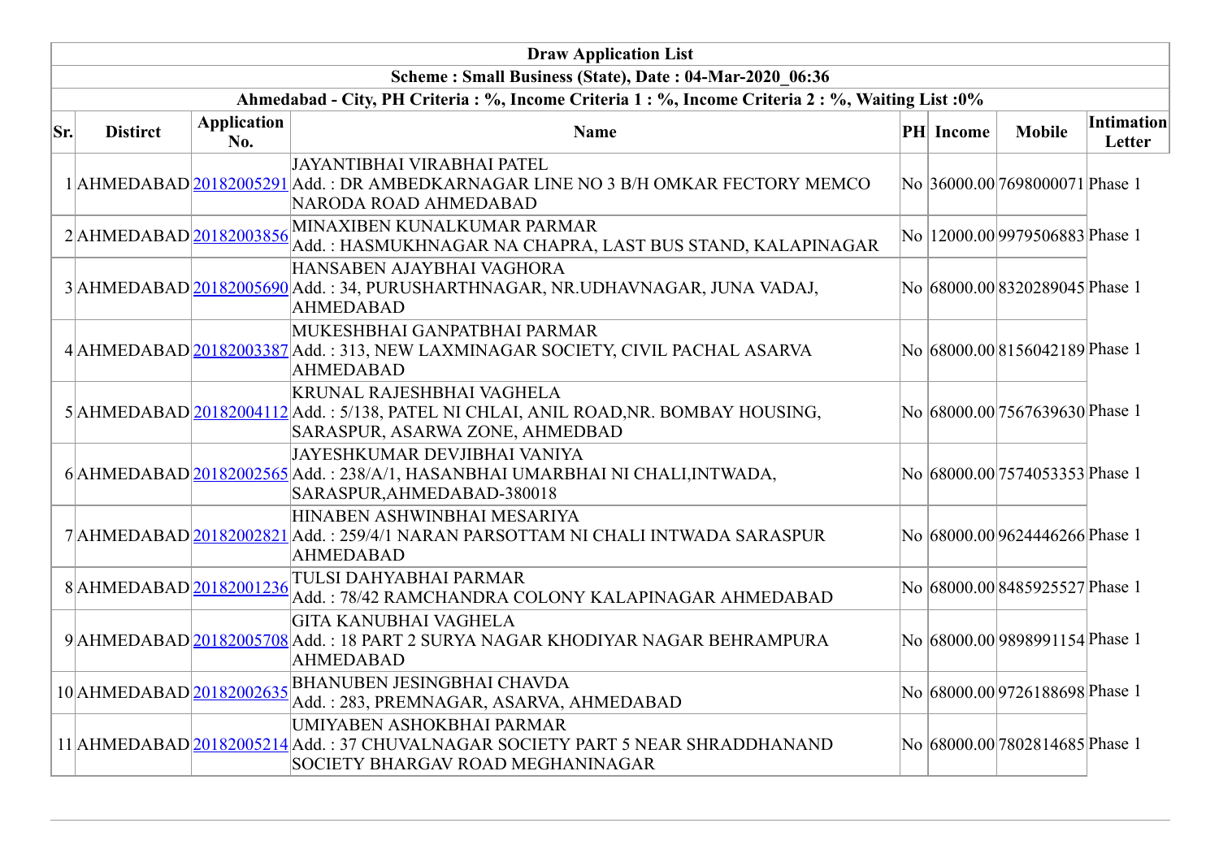| Draw Application List | | | | | | | |
|---|---|---|---|---|---|---|---|
| Scheme : Small Business (State), Date : 04-Mar-2020_06:36 | | | | | | | |
| Ahmedabad - City, PH Criteria : %, Income Criteria 1 : %, Income Criteria 2 : %, Waiting List :0% | | | | | | | |
| **Sr.** | **Distirct** | **Application No.** | **Name** | **PH** | **Income** | **Mobile** | **Intimation Letter** |
| 1 | AHMEDABAD | 20182005291 | JAYANTIBHAI VIRABHAI PATEL<br>Add. : DR AMBEDKARNAGAR LINE NO 3 B/H OMKAR FECTORY MEMCO NARODA ROAD AHMEDABAD | No | 36000.00 | 7698000071 | Phase 1 |
| 2 | AHMEDABAD | 20182003856 | MINAXIBEN KUNALKUMAR PARMAR<br>Add. : HASMUKHNAGAR NA CHAPRA, LAST BUS STAND, KALAPINAGAR | No | 12000.00 | 9979506883 | Phase 1 |
| 3 | AHMEDABAD | 20182005690 | HANSABEN AJAYBHAI VAGHORA<br>Add. : 34, PURUSHARTHNAGAR, NR.UDHAVNAGAR, JUNA VADAJ, AHMEDABAD | No | 68000.00 | 8320289045 | Phase 1 |
| 4 | AHMEDABAD | 20182003387 | MUKESHBHAI GANPATBHAI PARMAR<br>Add. : 313, NEW LAXMINAGAR SOCIETY, CIVIL PACHAL ASARVA AHMEDABAD | No | 68000.00 | 8156042189 | Phase 1 |
| 5 | AHMEDABAD | 20182004112 | KRUNAL RAJESHBHAI VAGHELA<br>Add. : 5/138, PATEL NI CHLAI, ANIL ROAD,NR. BOMBAY HOUSING, SARASPUR, ASARWA ZONE, AHMEDBAD | No | 68000.00 | 7567639630 | Phase 1 |
| 6 | AHMEDABAD | 20182002565 | JAYESHKUMAR DEVJIBHAI VANIYA<br>Add. : 238/A/1, HASANBHAI UMARBHAI NI CHALI,INTWADA, SARASPUR,AHMEDABAD-380018 | No | 68000.00 | 7574053353 | Phase 1 |
| 7 | AHMEDABAD | 20182002821 | HINABEN ASHWINBHAI MESARIYA<br>Add. : 259/4/1 NARAN PARSOTTAM NI CHALI INTWADA SARASPUR AHMEDABAD | No | 68000.00 | 9624446266 | Phase 1 |
| 8 | AHMEDABAD | 20182001236 | TULSI DAHYABHAI PARMAR<br>Add. : 78/42 RAMCHANDRA COLONY KALAPINAGAR AHMEDABAD | No | 68000.00 | 8485925527 | Phase 1 |
| 9 | AHMEDABAD | 20182005708 | GITA KANUBHAI VAGHELA<br>Add. : 18 PART 2 SURYA NAGAR KHODIYAR NAGAR BEHRAMPURA AHMEDABAD | No | 68000.00 | 9898991154 | Phase 1 |
| 10 | AHMEDABAD | 20182002635 | BHANUBEN JESINGBHAI CHAVDA<br>Add. : 283, PREMNAGAR, ASARVA, AHMEDABAD | No | 68000.00 | 9726188698 | Phase 1 |
| 11 | AHMEDABAD | 20182005214 | UMIYABEN ASHOKBHAI PARMAR<br>Add. : 37 CHUVALNAGAR SOCIETY PART 5 NEAR SHRADDHANAND SOCIETY BHARGAV ROAD MEGHANINAGAR | No | 68000.00 | 7802814685 | Phase 1 |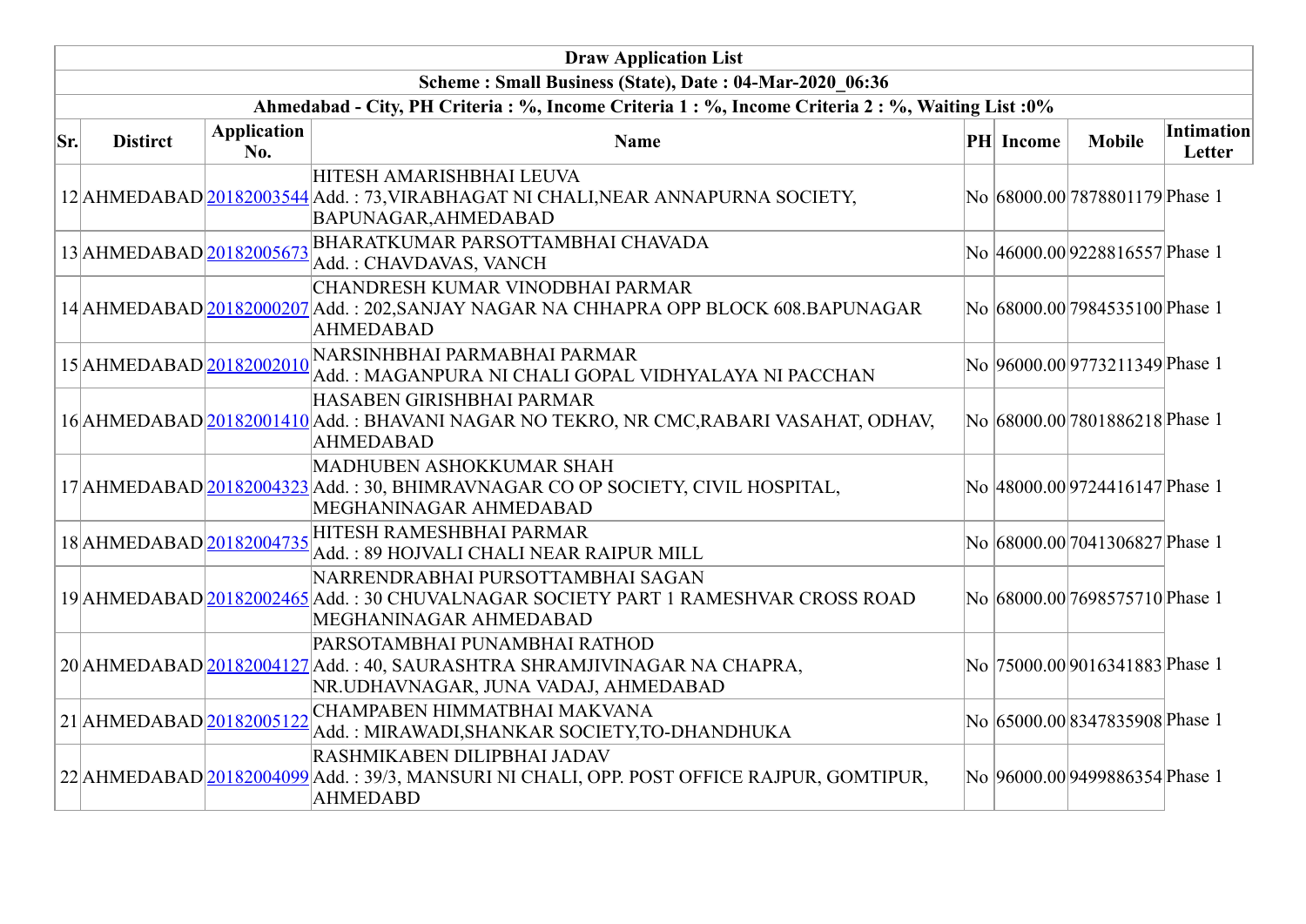| Draw Application List | | | | | | | |
|---|---|---|---|---|---|---|---|
| Scheme : Small Business (State), Date : 04-Mar-2020_06:36 | | | | | | | |
| Ahmedabad - City, PH Criteria : %, Income Criteria 1 : %, Income Criteria 2 : %, Waiting List :0% | | | | | | | |
| Sr. | Distirct | Application No. | Name | PH | Income | Mobile | Intimation Letter |
| 12 | AHMEDABAD | 20182003544 | HITESH AMARISHBHAI LEUVA Add. : 73,VIRABHAGAT NI CHALI,NEAR ANNAPURNA SOCIETY, BAPUNAGAR,AHMEDABAD | No | 68000.00 | 7878801179 | Phase 1 |
| 13 | AHMEDABAD | 20182005673 | BHARATKUMAR PARSOTTAMBHAI CHAVADA Add. : CHAVDAVAS, VANCH | No | 46000.00 | 9228816557 | Phase 1 |
| 14 | AHMEDABAD | 20182000207 | CHANDRESH KUMAR VINODBHAI PARMAR Add. : 202,SANJAY NAGAR NA CHHAPRA OPP BLOCK 608.BAPUNAGAR AHMEDABAD | No | 68000.00 | 7984535100 | Phase 1 |
| 15 | AHMEDABAD | 20182002010 | NARSINHBHAI PARMABHAI PARMAR Add. : MAGANPURA NI CHALI GOPAL VIDHYALAYA NI PACCHAN | No | 96000.00 | 9773211349 | Phase 1 |
| 16 | AHMEDABAD | 20182001410 | HASABEN GIRISHBHAI PARMAR Add. : BHAVANI NAGAR NO TEKRO, NR CMC,RABARI VASAHAT, ODHAV, AHMEDABAD | No | 68000.00 | 7801886218 | Phase 1 |
| 17 | AHMEDABAD | 20182004323 | MADHUBEN ASHOKKUMAR SHAH Add. : 30, BHIMRAVNAGAR CO OP SOCIETY, CIVIL HOSPITAL, MEGHANINAGAR AHMEDABAD | No | 48000.00 | 9724416147 | Phase 1 |
| 18 | AHMEDABAD | 20182004735 | HITESH RAMESHBHAI PARMAR Add. : 89 HOJVALI CHALI NEAR RAIPUR MILL | No | 68000.00 | 7041306827 | Phase 1 |
| 19 | AHMEDABAD | 20182002465 | NARRENDRABHAI PURSOTTAMBHAI SAGAN Add. : 30 CHUVALNAGAR SOCIETY PART 1 RAMESHVAR CROSS ROAD MEGHANINAGAR AHMEDABAD | No | 68000.00 | 7698575710 | Phase 1 |
| 20 | AHMEDABAD | 20182004127 | PARSOTAMBHAI PUNAMBHAI RATHOD Add. : 40, SAURASHTRA SHRAMJIVINAGAR NA CHAPRA, NR.UDHAVNAGAR, JUNA VADAJ, AHMEDABAD | No | 75000.00 | 9016341883 | Phase 1 |
| 21 | AHMEDABAD | 20182005122 | CHAMPABEN HIMMATBHAI MAKVANA Add. : MIRAWADI,SHANKAR SOCIETY,TO-DHANDHUKA | No | 65000.00 | 8347835908 | Phase 1 |
| 22 | AHMEDABAD | 20182004099 | RASHMIKABEN DILIPBHAI JADAV Add. : 39/3, MANSURI NI CHALI, OPP. POST OFFICE RAJPUR, GOMTIPUR, AHMEDABD | No | 96000.00 | 9499886354 | Phase 1 |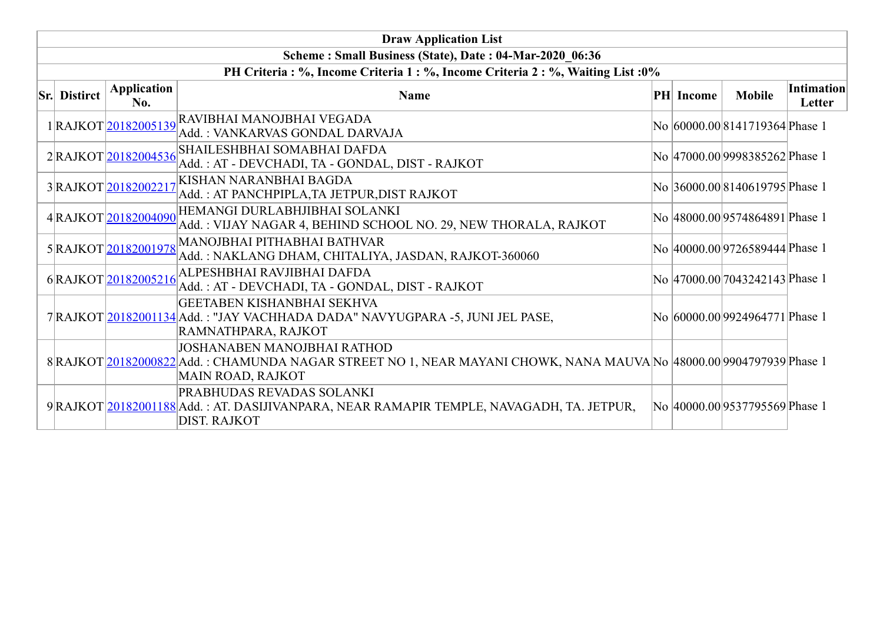| Draw Application List | | | | | | | |
|---|---|---|---|---|---|---|---|
| Scheme : Small Business (State), Date : 04-Mar-2020_06:36 | | | | | | | |
| PH Criteria : %, Income Criteria 1 : %, Income Criteria 2 : %, Waiting List :0% | | | | | | | |
| **Sr.** | **Distirct** | **Application No.** | **Name** | **PH** | **Income** | **Mobile** | **Intimation Letter** |
| 1 | RAJKOT | 20182005139 | RAVIBHAI MANOJBHAI VEGADA Add. : VANKARVAS GONDAL DARVAJA | No | 60000.00 | 8141719364 | Phase 1 |
| 2 | RAJKOT | 20182004536 | SHAILESHBHAI SOMABHAI DAFDA Add. : AT - DEVCHADI, TA - GONDAL, DIST - RAJKOT | No | 47000.00 | 9998385262 | Phase 1 |
| 3 | RAJKOT | 20182002217 | KISHAN NARANBHAI BAGDA Add. : AT PANCHPIPLA,TA JETPUR,DIST RAJKOT | No | 36000.00 | 8140619795 | Phase 1 |
| 4 | RAJKOT | 20182004090 | HEMANGI DURLABHJIBHAI SOLANKI Add. : VIJAY NAGAR 4, BEHIND SCHOOL NO. 29, NEW THORALA, RAJKOT | No | 48000.00 | 9574864891 | Phase 1 |
| 5 | RAJKOT | 20182001978 | MANOJBHAI PITHABHAI BATHVAR Add. : NAKLANG DHAM, CHITALIYA, JASDAN, RAJKOT-360060 | No | 40000.00 | 9726589444 | Phase 1 |
| 6 | RAJKOT | 20182005216 | ALPESHBHAI RAVJIBHAI DAFDA Add. : AT - DEVCHADI, TA - GONDAL, DIST - RAJKOT | No | 47000.00 | 7043242143 | Phase 1 |
| 7 | RAJKOT | 20182001134 | GEETABEN KISHANBHAI SEKHVA Add. : "JAY VACHHADA DADA" NAVYUGPARA -5, JUNI JEL PASE, RAMNATHPARA, RAJKOT | No | 60000.00 | 9924964771 | Phase 1 |
| 8 | RAJKOT | 20182000822 | JOSHANABEN MANOJBHAI RATHOD Add. : CHAMUNDA NAGAR STREET NO 1, NEAR MAYANI CHOWK, NANA MAUVA MAIN ROAD, RAJKOT | No | 48000.00 | 9904797939 | Phase 1 |
| 9 | RAJKOT | 20182001188 | PRABHUDAS REVADAS SOLANKI Add. : AT. DASIJIVANPARA, NEAR RAMAPIR TEMPLE, NAVAGADH, TA. JETPUR, DIST. RAJKOT | No | 40000.00 | 9537795569 | Phase 1 |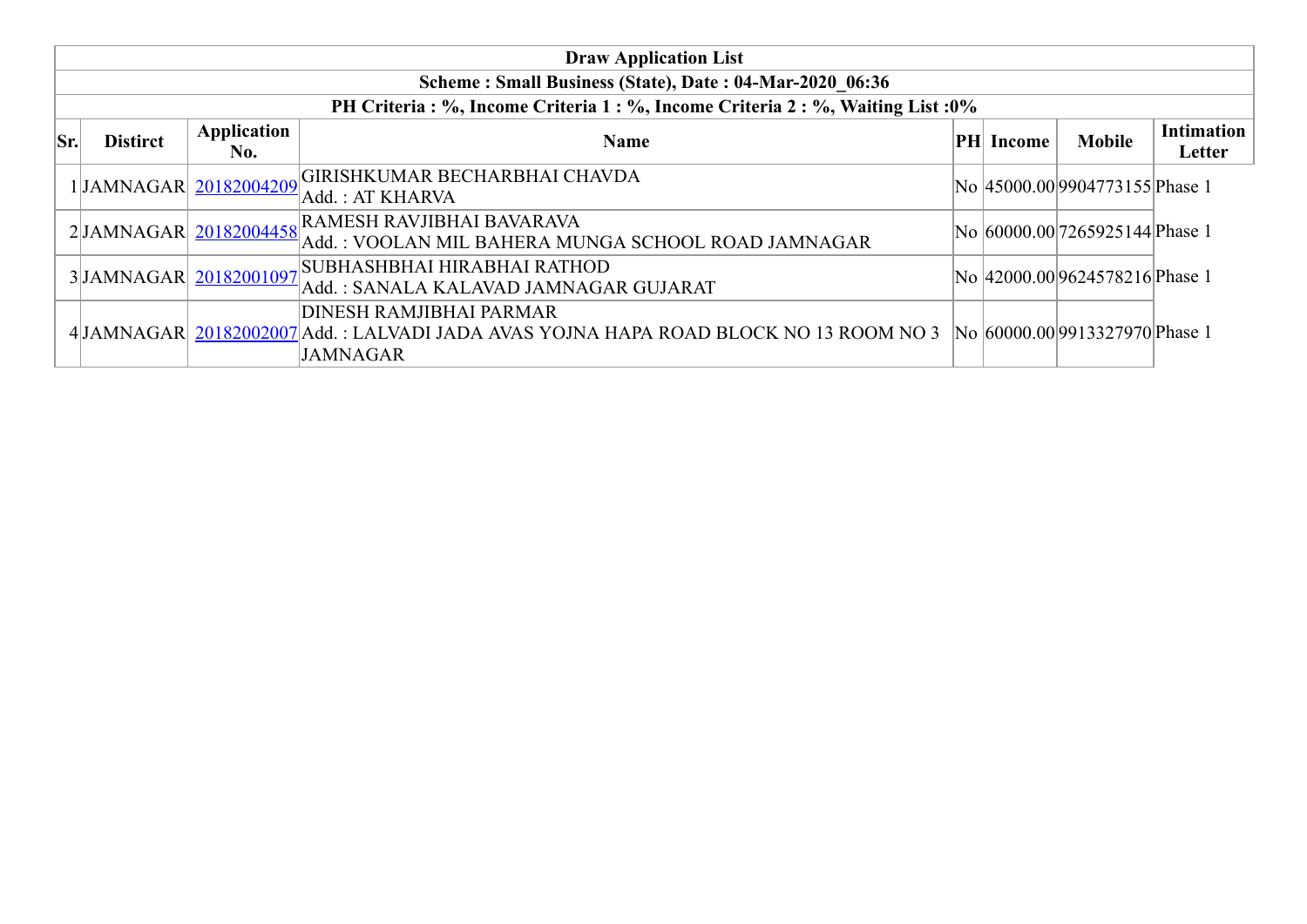| Draw Application List | | | | | | | |
|---|---|---|---|---|---|---|---|
| **Scheme : Small Business (State), Date : 04-Mar-2020_06:36** | | | | | | | |
| **PH Criteria : %, Income Criteria 1 : %, Income Criteria 2 : %, Waiting List :0%** | | | | | | | |
| **Sr.** | **Distirct** | **Application No.** | **Name** | **PH** | **Income** | **Mobile** | **Intimation Letter** |
| 1 | JAMNAGAR | 20182004209 | GIRISHKUMAR BECHARBHAI CHAVDA<br>Add. : AT KHARVA | No | 45000.00 | 9904773155 | Phase 1 |
| 2 | JAMNAGAR | 20182004458 | RAMESH RAVJIBHAI BAVARAVA<br>Add. : VOOLAN MIL BAHERA MUNGA SCHOOL ROAD JAMNAGAR | No | 60000.00 | 7265925144 | Phase 1 |
| 3 | JAMNAGAR | 20182001097 | SUBHASHBHAI HIRABHAI RATHOD<br>Add. : SANALA KALAVAD JAMNAGAR GUJARAT | No | 42000.00 | 9624578216 | Phase 1 |
| 4 | JAMNAGAR | 20182002007 | DINESH RAMJIBHAI PARMAR<br>Add. : LALVADI JADA AVAS YOJNA HAPA ROAD BLOCK NO 13 ROOM NO 3 JAMNAGAR | No | 60000.00 | 9913327970 | Phase 1 |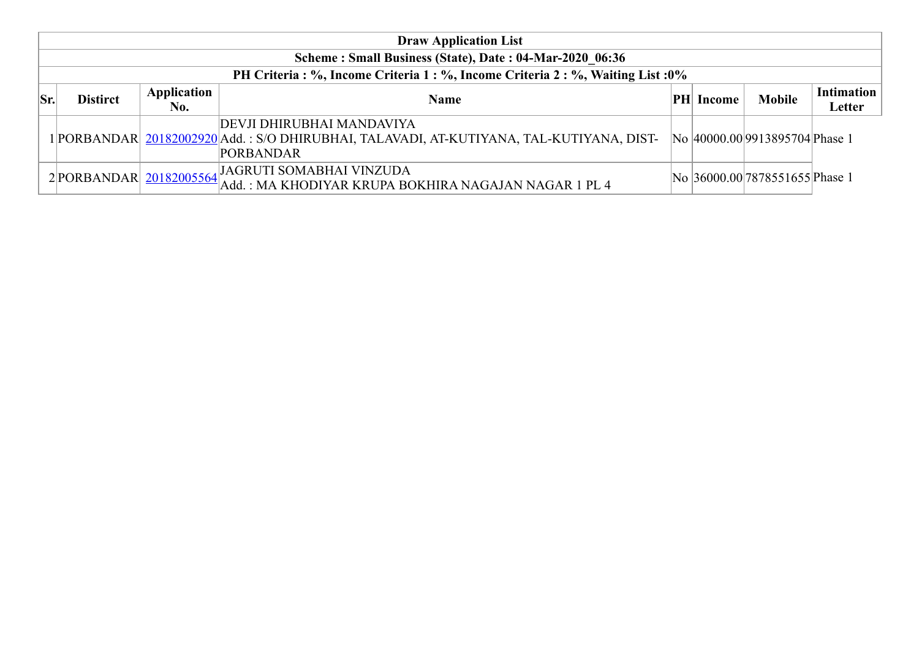| Draw Application List | | | | | | | |
|---|---|---|---|---|---|---|---|
| **Scheme : Small Business (State), Date : 04-Mar-2020_06:36** | | | | | | | |
| **PH Criteria : %, Income Criteria 1 : %, Income Criteria 2 : %, Waiting List :0%** | | | | | | | |
| **Sr.** | **Distirct** | **Application No.** | **Name** | **PH** | **Income** | **Mobile** | **Intimation Letter** |
| 1 | PORBANDAR | 20182002920 | DEVJI DHIRUBHAI MANDAVIYA<br>Add. : S/O DHIRUBHAI, TALAVADI, AT-KUTIYANA, TAL-KUTIYANA, DIST-PORBANDAR | No | 40000.00 | 9913895704 | Phase 1 |
| 2 | PORBANDAR | 20182005564 | JAGRUTI SOMABHAI VINZUDA<br>Add. : MA KHODIYAR KRUPA BOKHIRA NAGAJAN NAGAR 1 PL 4 | No | 36000.00 | 7878551655 | Phase 1 |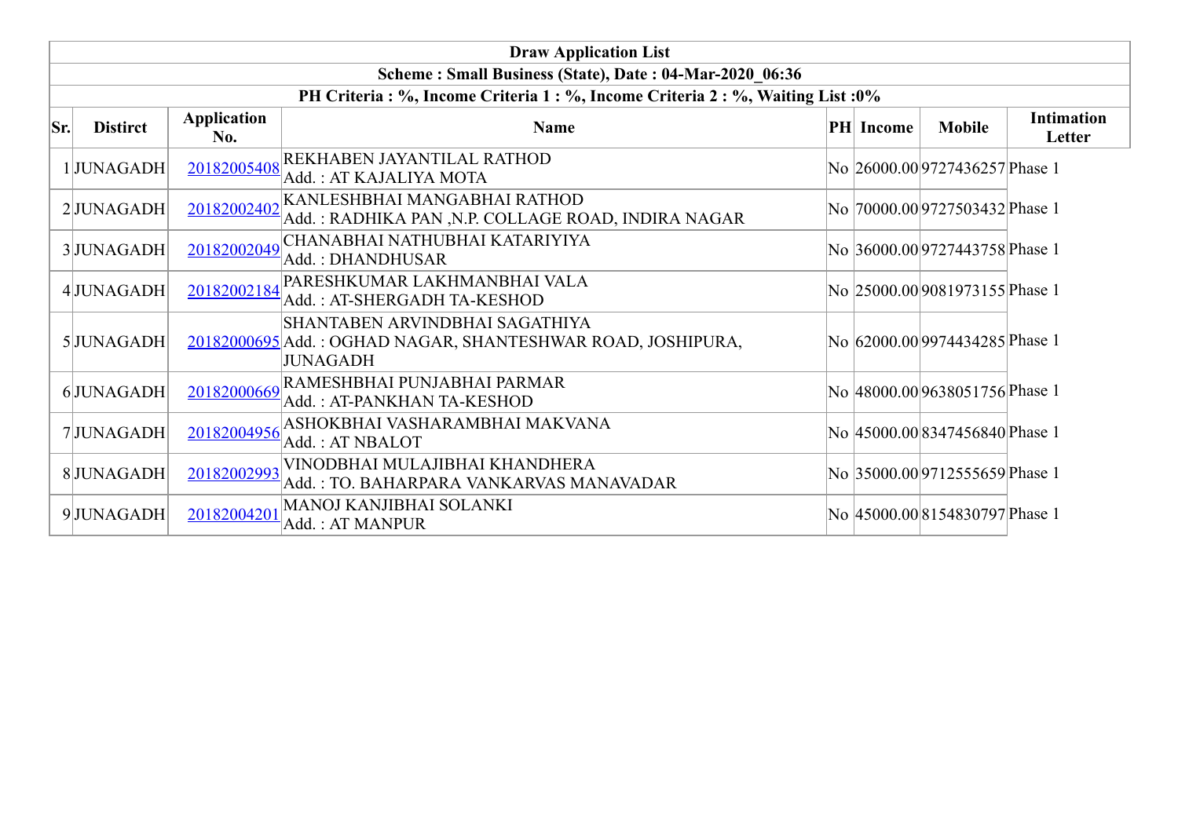| Draw Application List | | | | | | | |
|---|---|---|---|---|---|---|---|
| Scheme : Small Business (State), Date : 04-Mar-2020_06:36 | | | | | | | |
| PH Criteria : %, Income Criteria 1 : %, Income Criteria 2 : %, Waiting List :0% | | | | | | | |
| **Sr.** | **Distirct** | **Application No.** | **Name** | **PH** | **Income** | **Mobile** | **Intimation Letter** |
| 1 | JUNAGADH | 20182005408 | REKHABEN JAYANTILAL RATHOD<br>Add. : AT KAJALIYA MOTA | No | 26000.00 | 9727436257 | Phase 1 |
| 2 | JUNAGADH | 20182002402 | KANLESHBHAI MANGABHAI RATHOD<br>Add. : RADHIKA PAN ,N.P. COLLAGE ROAD, INDIRA NAGAR | No | 70000.00 | 9727503432 | Phase 1 |
| 3 | JUNAGADH | 20182002049 | CHANABHAI NATHUBHAI KATARIYIYA<br>Add. : DHANDHUSAR | No | 36000.00 | 9727443758 | Phase 1 |
| 4 | JUNAGADH | 20182002184 | PARESHKUMAR LAKHMANBHAI VALA<br>Add. : AT-SHERGADH TA-KESHOD | No | 25000.00 | 9081973155 | Phase 1 |
| 5 | JUNAGADH | 20182000695 | SHANTABEN ARVINDBHAI SAGATHIYA<br>Add. : OGHAD NAGAR, SHANTESHWAR ROAD, JOSHIPURA, JUNAGADH | No | 62000.00 | 9974434285 | Phase 1 |
| 6 | JUNAGADH | 20182000669 | RAMESHBHAI PUNJABHAI PARMAR<br>Add. : AT-PANKHAN TA-KESHOD | No | 48000.00 | 9638051756 | Phase 1 |
| 7 | JUNAGADH | 20182004956 | ASHOKBHAI VASHARAMBHAI MAKVANA<br>Add. : AT NBALOT | No | 45000.00 | 8347456840 | Phase 1 |
| 8 | JUNAGADH | 20182002993 | VINODBHAI MULAJIBHAI KHANDHERA<br>Add. : TO. BAHARPARA VANKARVAS MANAVADAR | No | 35000.00 | 9712555659 | Phase 1 |
| 9 | JUNAGADH | 20182004201 | MANOJ KANJIBHAI SOLANKI<br>Add. : AT MANPUR | No | 45000.00 | 8154830797 | Phase 1 |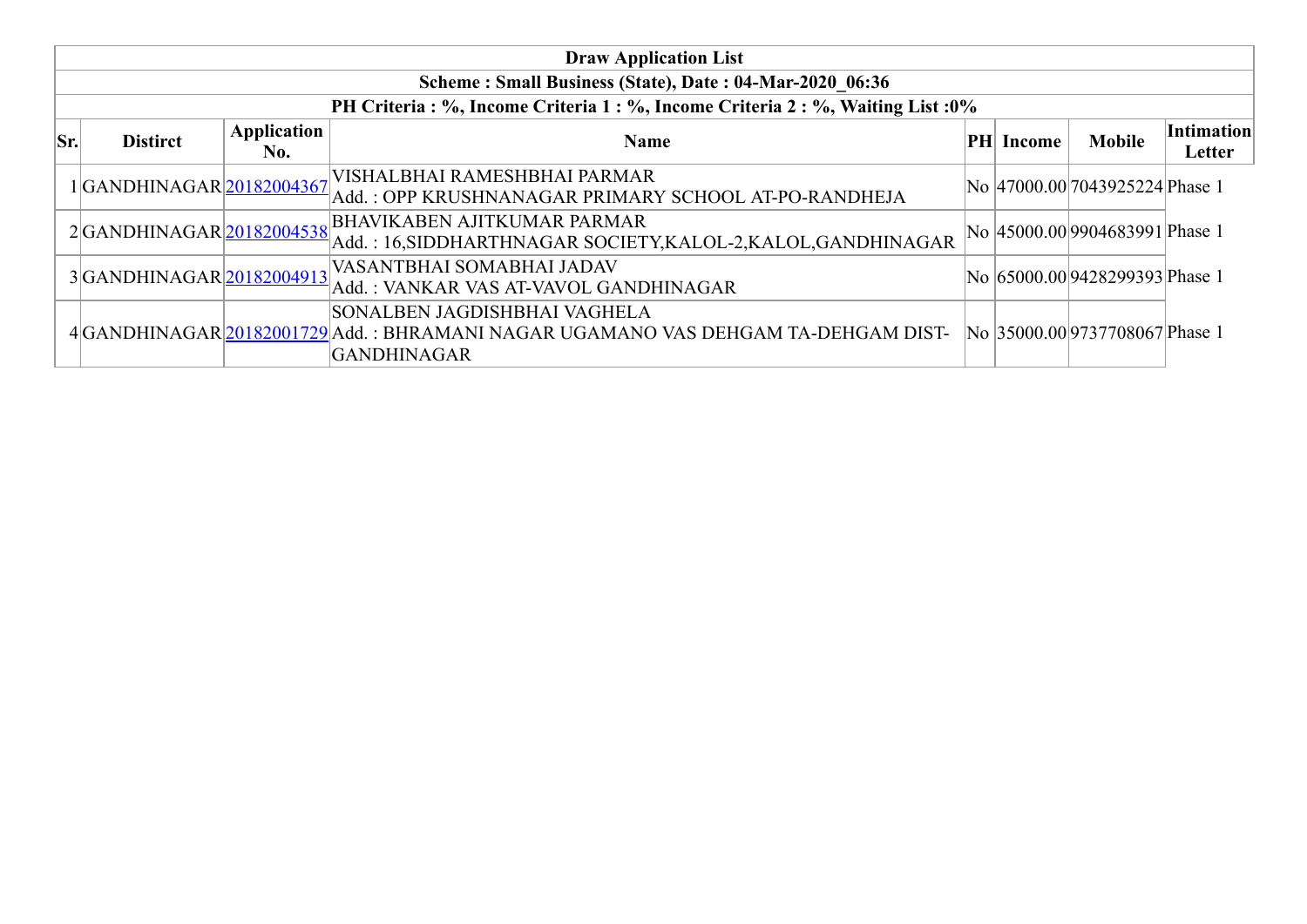| Draw Application List | | | | | | | |
|---|---|---|---|---|---|---|---|
| **Scheme : Small Business (State), Date : 04-Mar-2020_06:36** | | | | | | | |
| **PH Criteria : %, Income Criteria 1 : %, Income Criteria 2 : %, Waiting List :0%** | | | | | | | |
| **Sr.** | **Distirct** | **Application No.** | **Name** | **PH** | **Income** | **Mobile** | **Intimation Letter** |
| 1 | GANDHINAGAR | 20182004367 | VISHALBHAI RAMESHBHAI PARMAR Add. : OPP KRUSHNANAGAR PRIMARY SCHOOL AT-PO-RANDHEJA | No | 47000.00 | 7043925224 | Phase 1 |
| 2 | GANDHINAGAR | 20182004538 | BHAVIKABEN AJITKUMAR PARMAR Add. : 16,SIDDHARTHNAGAR SOCIETY,KALOL-2,KALOL,GANDHINAGAR | No | 45000.00 | 9904683991 | Phase 1 |
| 3 | GANDHINAGAR | 20182004913 | VASANTBHAI SOMABHAI JADAV Add. : VANKAR VAS AT-VAVOL GANDHINAGAR | No | 65000.00 | 9428299393 | Phase 1 |
| 4 | GANDHINAGAR | 20182001729 | SONALBEN JAGDISHBHAI VAGHELA Add. : BHRAMANI NAGAR UGAMANO VAS DEHGAM TA-DEHGAM DIST-GANDHINAGAR | No | 35000.00 | 9737708067 | Phase 1 |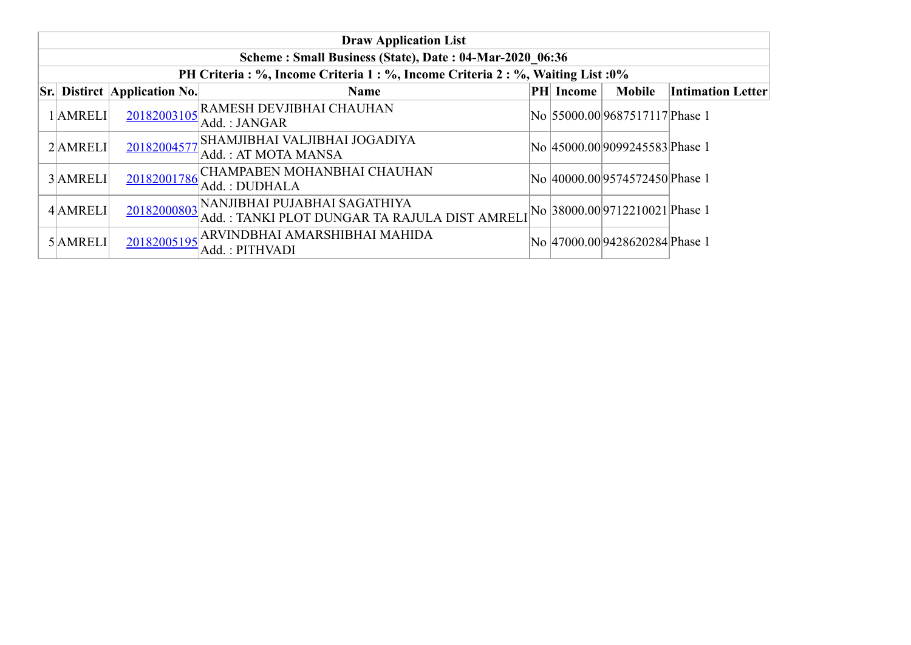**Draw Application List**

**Scheme : Small Business (State), Date : 04-Mar-2020_06:36**

**PH Criteria : %, Income Criteria 1 : %, Income Criteria 2 : %, Waiting List :0%**

| Sr. | Distirct | Application No. | Name | PH | Income | Mobile | Intimation Letter |
|---|---|---|---|---|---|---|---|
| 1 | AMRELI | 20182003105 | RAMESH DEVJIBHAI CHAUHAN<br>Add. : JANGAR | No | 55000.00 | 9687517117 | Phase 1 |
| 2 | AMRELI | 20182004577 | SHAMJIBHAI VALJIBHAI JOGADIYA<br>Add. : AT MOTA MANSA | No | 45000.00 | 9099245583 | Phase 1 |
| 3 | AMRELI | 20182001786 | CHAMPABEN MOHANBHAI CHAUHAN<br>Add. : DUDHALA | No | 40000.00 | 9574572450 | Phase 1 |
| 4 | AMRELI | 20182000803 | NANJIBHAI PUJABHAI SAGATHIYA<br>Add. : TANKI PLOT DUNGAR TA RAJULA DIST AMRELI | No | 38000.00 | 9712210021 | Phase 1 |
| 5 | AMRELI | 20182005195 | ARVINDBHAI AMARSHIBHAI MAHIDA<br>Add. : PITHVADI | No | 47000.00 | 9428620284 | Phase 1 |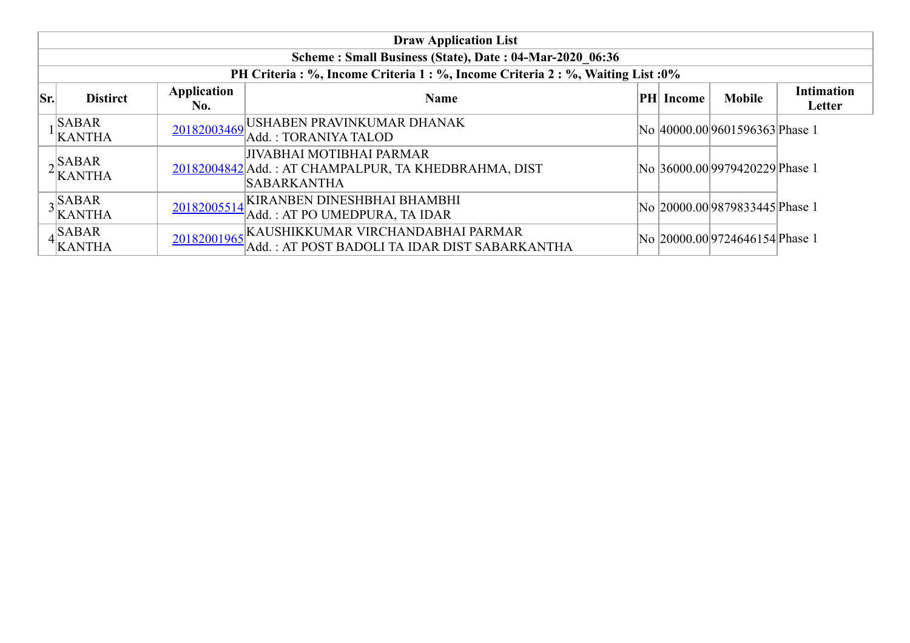| Draw Application List | | | | | | | |
|---|---|---|---|---|---|---|---|
| Scheme : Small Business (State), Date : 04-Mar-2020_06:36 | | | | | | | |
| PH Criteria : %, Income Criteria 1 : %, Income Criteria 2 : %, Waiting List :0% | | | | | | | |
| **Sr.** | **Distirct** | **Application No.** | **Name** | **PH** | **Income** | **Mobile** | **Intimation Letter** |
| 1 | SABAR KANTHA | 20182003469 | USHABEN PRAVINKUMAR DHANAK<br>Add. : TORANIYA TALOD | No | 40000.00 | 9601596363 | Phase 1 |
| 2 | SABAR KANTHA | 20182004842 | JIVABHAI MOTIBHAI PARMAR<br>Add. : AT CHAMPALPUR, TA KHEDBRAHMA, DIST SABARKANTHA | No | 36000.00 | 9979420229 | Phase 1 |
| 3 | SABAR KANTHA | 20182005514 | KIRANBEN DINESHBHAI BHAMBHI<br>Add. : AT PO UMEDPURA, TA IDAR | No | 20000.00 | 9879833445 | Phase 1 |
| 4 | SABAR KANTHA | 20182001965 | KAUSHIKKUMAR VIRCHANDABHAI PARMAR<br>Add. : AT POST BADOLI TA IDAR DIST SABARKANTHA | No | 20000.00 | 9724646154 | Phase 1 |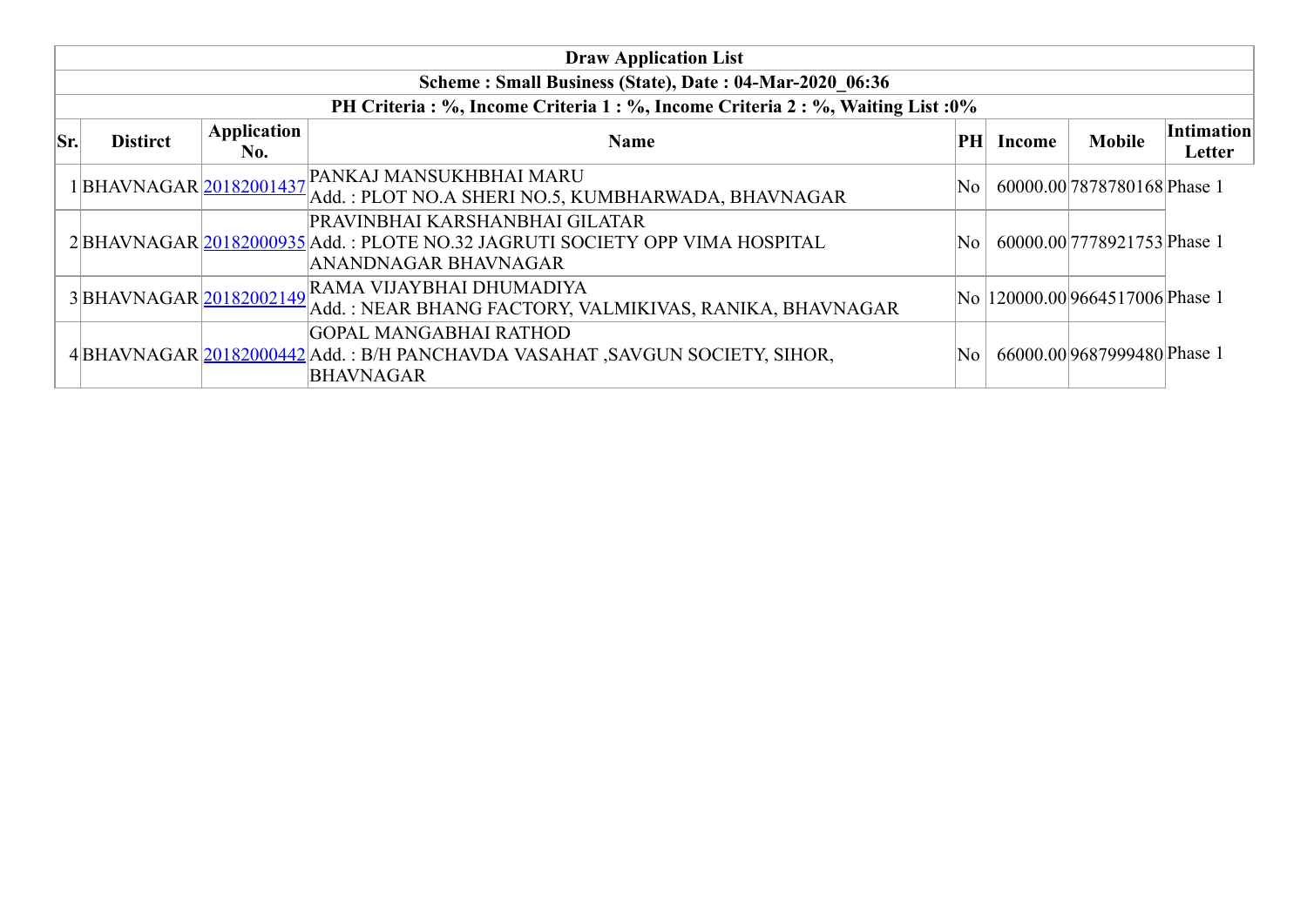| Draw Application List | | | | | | | |
|---|---|---|---|---|---|---|---|
| Scheme : Small Business (State), Date : 04-Mar-2020_06:36 | | | | | | | |
| PH Criteria : %, Income Criteria 1 : %, Income Criteria 2 : %, Waiting List :0% | | | | | | | |
| **Sr.** | **Distirct** | **Application No.** | **Name** | **PH** | **Income** | **Mobile** | **Intimation Letter** |
| 1 | BHAVNAGAR | 20182001437 | PANKAJ MANSUKHBHAI MARU<br>Add. : PLOT NO.A SHERI NO.5, KUMBHARWADA, BHAVNAGAR | No | 60000.00 | 7878780168 | Phase 1 |
| 2 | BHAVNAGAR | 20182000935 | PRAVINBHAI KARSHANBHAI GILATAR<br>Add. : PLOTE NO.32 JAGRUTI SOCIETY OPP VIMA HOSPITAL ANANDNAGAR BHAVNAGAR | No | 60000.00 | 7778921753 | Phase 1 |
| 3 | BHAVNAGAR | 20182002149 | RAMA VIJAYBHAI DHUMADIYA<br>Add. : NEAR BHANG FACTORY, VALMIKIVAS, RANIKA, BHAVNAGAR | No | 120000.00 | 9664517006 | Phase 1 |
| 4 | BHAVNAGAR | 20182000442 | GOPAL MANGABHAI RATHOD<br>Add. : B/H PANCHAVDA VASAHAT ,SAVGUN SOCIETY, SIHOR, BHAVNAGAR | No | 66000.00 | 9687999480 | Phase 1 |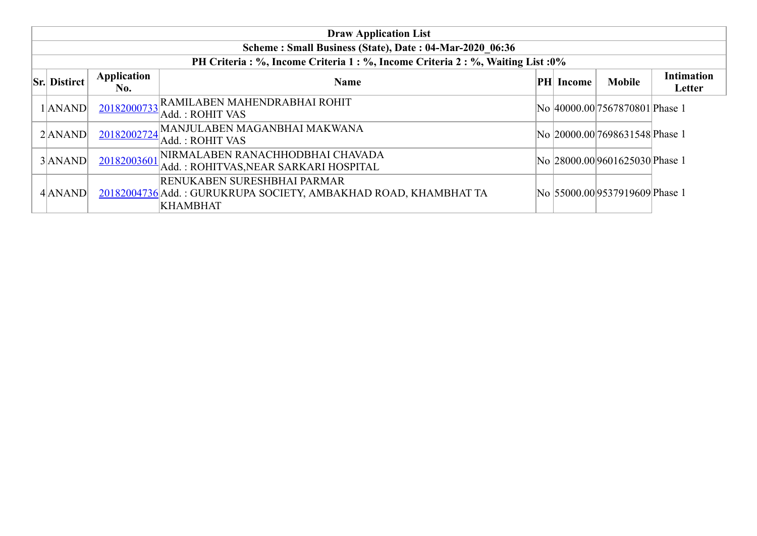| Draw Application List | | | | | | | |
|---|---|---|---|---|---|---|---|
| Scheme : Small Business (State), Date : 04-Mar-2020_06:36 | | | | | | | |
| PH Criteria : %, Income Criteria 1 : %, Income Criteria 2 : %, Waiting List :0% | | | | | | | |
| **Sr.** | **Distirct** | **Application No.** | **Name** | **PH** | **Income** | **Mobile** | **Intimation Letter** |
| 1 | ANAND | 20182000733 | RAMILABEN MAHENDRABHAI ROHIT<br>Add. : ROHIT VAS | No | 40000.00 | 7567870801 | Phase 1 |
| 2 | ANAND | 20182002724 | MANJULABEN MAGANBHAI MAKWANA<br>Add. : ROHIT VAS | No | 20000.00 | 7698631548 | Phase 1 |
| 3 | ANAND | 20182003601 | NIRMALABEN RANACHHODBHAI CHAVADA<br>Add. : ROHITVAS,NEAR SARKARI HOSPITAL | No | 28000.00 | 9601625030 | Phase 1 |
| 4 | ANAND | 20182004736 | RENUKABEN SURESHBHAI PARMAR<br>Add. : GURUKRUPA SOCIETY, AMBAKHAD ROAD, KHAMBHAT TA KHAMBHAT | No | 55000.00 | 9537919609 | Phase 1 |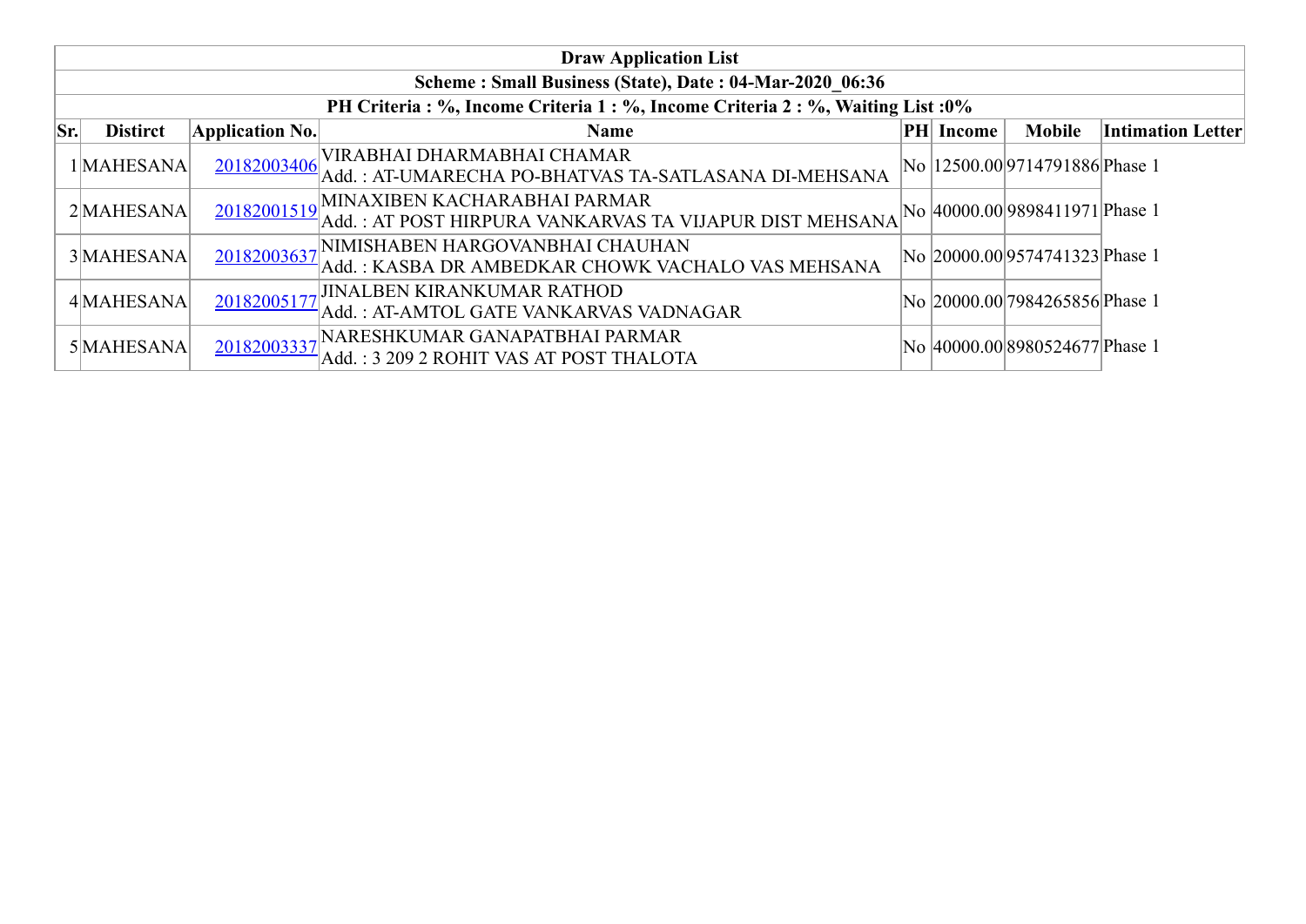| Draw Application List | | | | | | | |
|---|---|---|---|---|---|---|---|
| **Scheme : Small Business (State), Date : 04-Mar-2020_06:36** | | | | | | | |
| **PH Criteria : %, Income Criteria 1 : %, Income Criteria 2 : %, Waiting List :0%** | | | | | | | |
| **Sr.** | **Distirct** | **Application No.** | **Name** | **PH** | **Income** | **Mobile** | **Intimation Letter** |
| 1 | MAHESANA | 20182003406 | VIRABHAI DHARMABHAI CHAMAR<br>Add. : AT-UMARECHA PO-BHATVAS TA-SATLASANA DI-MEHSANA | No | 12500.00 | 9714791886 | Phase 1 |
| 2 | MAHESANA | 20182001519 | MINAXIBEN KACHARABHAI PARMAR<br>Add. : AT POST HIRPURA VANKARVAS TA VIJAPUR DIST MEHSANA | No | 40000.00 | 9898411971 | Phase 1 |
| 3 | MAHESANA | 20182003637 | NIMISHABEN HARGOVANBHAI CHAUHAN<br>Add. : KASBA DR AMBEDKAR CHOWK VACHALO VAS MEHSANA | No | 20000.00 | 9574741323 | Phase 1 |
| 4 | MAHESANA | 20182005177 | JINALBEN KIRANKUMAR RATHOD<br>Add. : AT-AMTOL GATE VANKARVAS VADNAGAR | No | 20000.00 | 7984265856 | Phase 1 |
| 5 | MAHESANA | 20182003337 | NARESHKUMAR GANAPATBHAI PARMAR<br>Add. : 3 209 2 ROHIT VAS AT POST THALOTA | No | 40000.00 | 8980524677 | Phase 1 |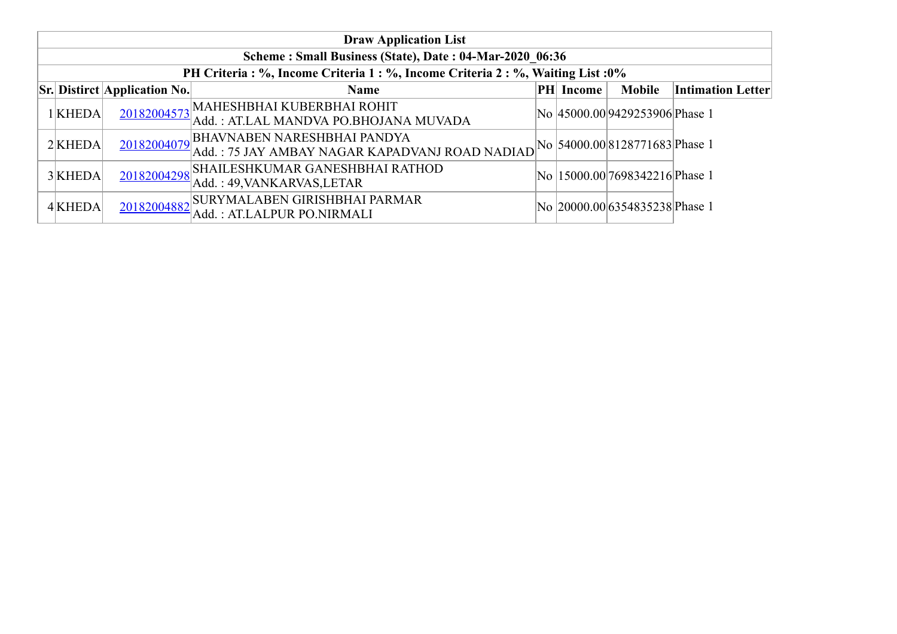| Draw Application List | | | | | | | |
|---|---|---|---|---|---|---|---|
| Scheme : Small Business (State), Date : 04-Mar-2020_06:36 | | | | | | | |
| PH Criteria : %, Income Criteria 1 : %, Income Criteria 2 : %, Waiting List :0% | | | | | | | |
| **Sr.** | **Distirct** | **Application No.** | **Name** | **PH** | **Income** | **Mobile** | **Intimation Letter** |
| 1 | KHEDA | 20182004573 | MAHESHBHAI KUBERBHAI ROHIT<br>Add. : AT.LAL MANDVA PO.BHOJANA MUVADA | No | 45000.00 | 9429253906 | Phase 1 |
| 2 | KHEDA | 20182004079 | BHAVNABEN NARESHBHAI PANDYA<br>Add. : 75 JAY AMBAY NAGAR KAPADVANJ ROAD NADIAD | No | 54000.00 | 8128771683 | Phase 1 |
| 3 | KHEDA | 20182004298 | SHAILESHKUMAR GANESHBHAI RATHOD<br>Add. : 49,VANKARVAS,LETAR | No | 15000.00 | 7698342216 | Phase 1 |
| 4 | KHEDA | 20182004882 | SURYMALABEN GIRISHBHAI PARMAR<br>Add. : AT.LALPUR PO.NIRMALI | No | 20000.00 | 6354835238 | Phase 1 |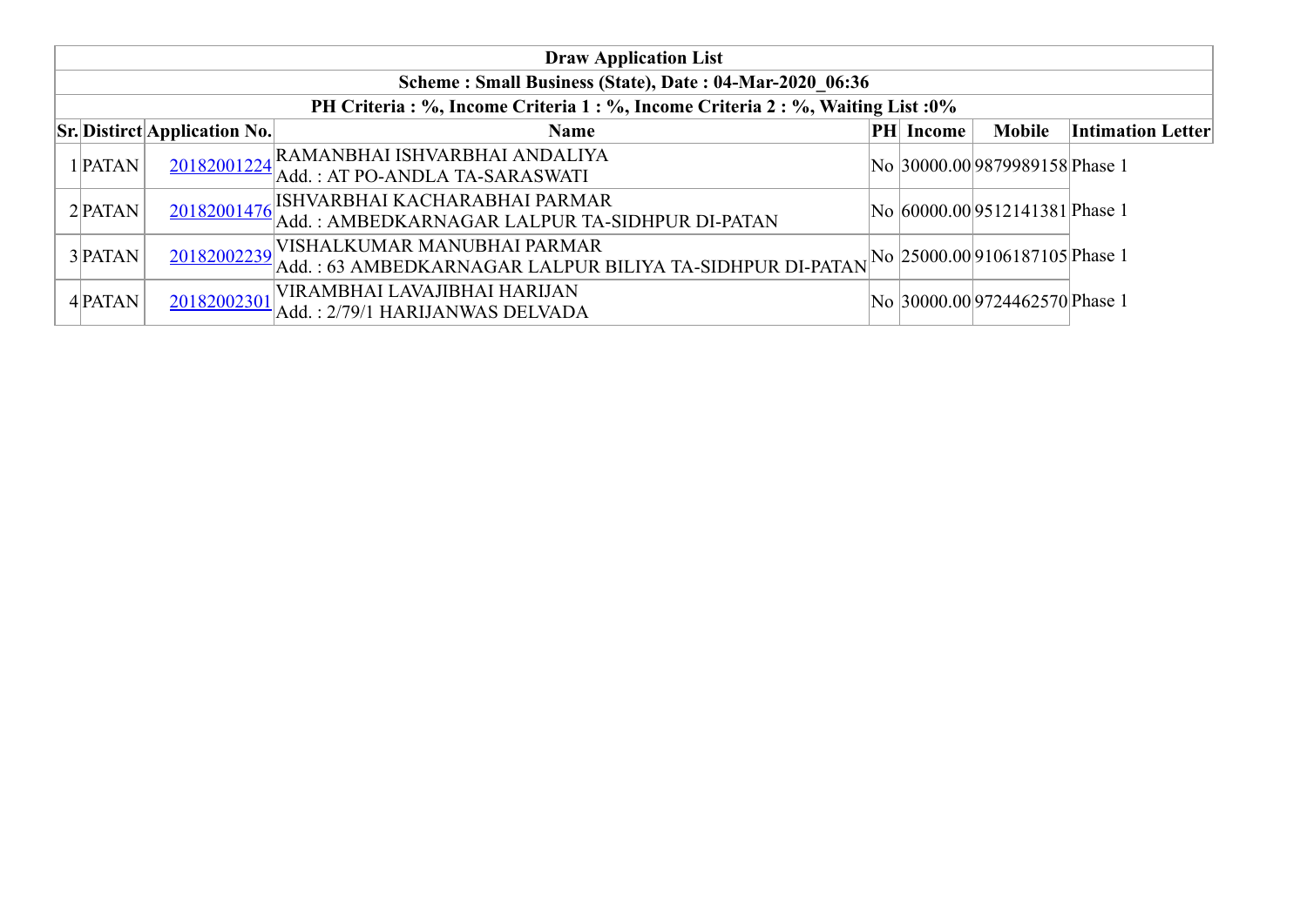| Draw Application List | | | | | | | |
|---|---|---|---|---|---|---|---|
| Scheme : Small Business (State), Date : 04-Mar-2020_06:36 | | | | | | | |
| PH Criteria : %, Income Criteria 1 : %, Income Criteria 2 : %, Waiting List :0% | | | | | | | |
| **Sr.** | **Distirct** | **Application No.** | **Name** | **PH** | **Income** | **Mobile** | **Intimation Letter** |
| 1 | PATAN | 20182001224 | RAMANBHAI ISHVARBHAI ANDALIYA<br>Add. : AT PO-ANDLA TA-SARASWATI | No | 30000.00 | 9879989158 | Phase 1 |
| 2 | PATAN | 20182001476 | ISHVARBHAI KACHARABHAI PARMAR<br>Add. : AMBEDKARNAGAR LALPUR TA-SIDHPUR DI-PATAN | No | 60000.00 | 9512141381 | Phase 1 |
| 3 | PATAN | 20182002239 | VISHALKUMAR MANUBHAI PARMAR<br>Add. : 63 AMBEDKARNAGAR LALPUR BILIYA TA-SIDHPUR DI-PATAN | No | 25000.00 | 9106187105 | Phase 1 |
| 4 | PATAN | 20182002301 | VIRAMBHAI LAVAJIBHAI HARIJAN<br>Add. : 2/79/1 HARIJANWAS DELVADA | No | 30000.00 | 9724462570 | Phase 1 |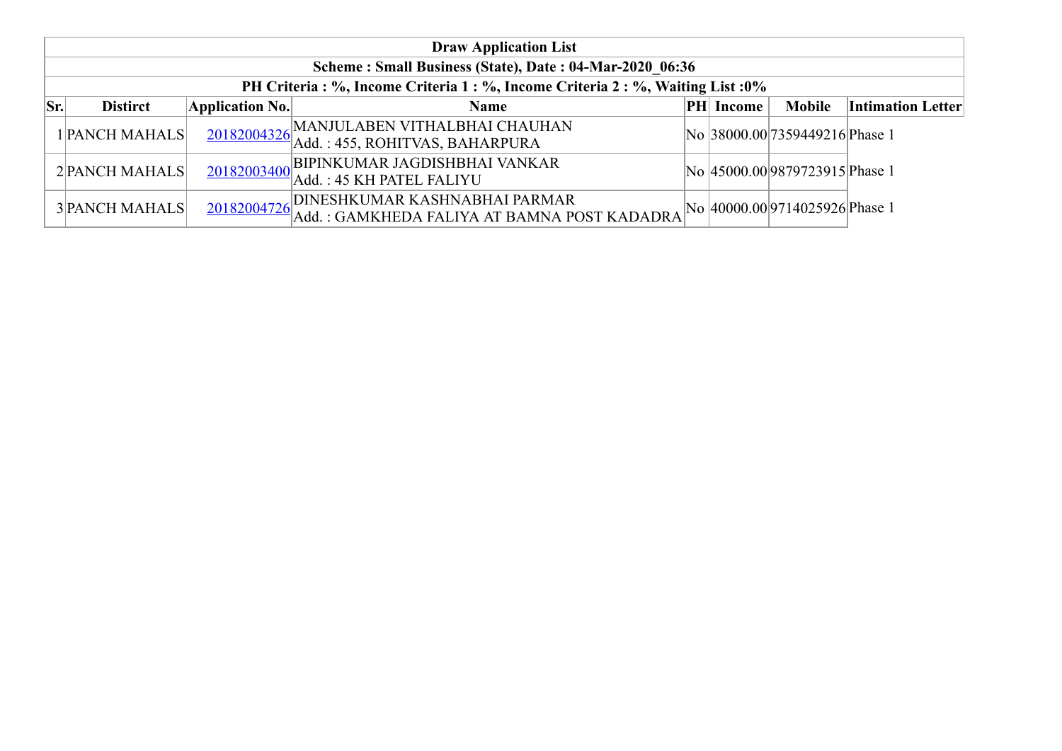| Draw Application List | | | | | | | |
|---|---|---|---|---|---|---|---|
| Scheme : Small Business (State), Date : 04-Mar-2020_06:36 | | | | | | | |
| PH Criteria : %, Income Criteria 1 : %, Income Criteria 2 : %, Waiting List :0% | | | | | | | |
| **Sr.** | **Distirct** | **Application No.** | **Name** | **PH** | **Income** | **Mobile** | **Intimation Letter** |
| 1 | PANCH MAHALS | 20182004326 | MANJULABEN VITHALBHAI CHAUHAN<br>Add. : 455, ROHITVAS, BAHARPURA | No | 38000.00 | 7359449216 | Phase 1 |
| 2 | PANCH MAHALS | 20182003400 | BIPINKUMAR JAGDISHBHAI VANKAR<br>Add. : 45 KH PATEL FALIYU | No | 45000.00 | 9879723915 | Phase 1 |
| 3 | PANCH MAHALS | 20182004726 | DINESHKUMAR KASHNABHAI PARMAR<br>Add. : GAMKHEDA FALIYA AT BAMNA POST KADADRA | No | 40000.00 | 9714025926 | Phase 1 |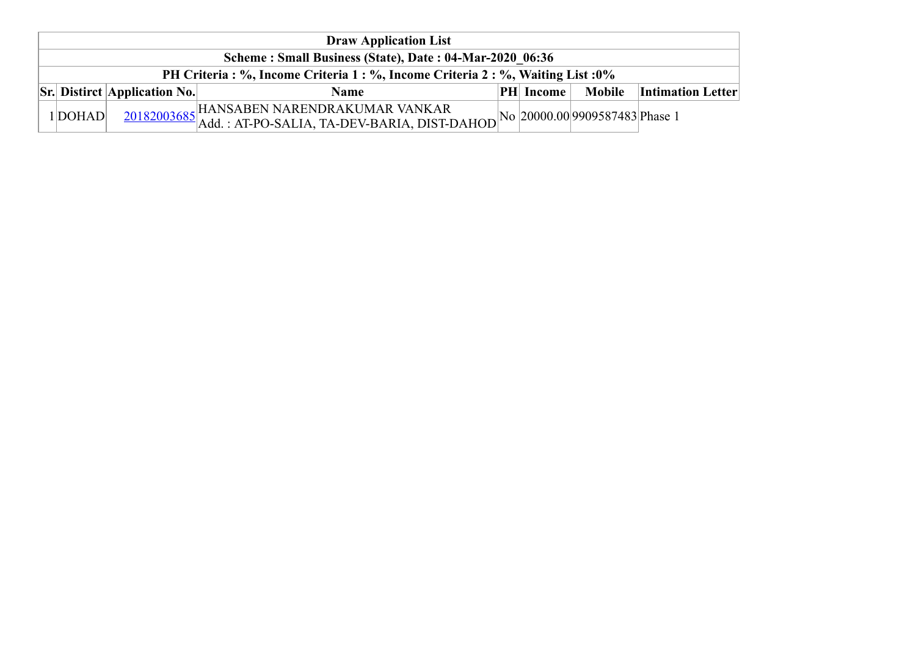| Draw Application List | | | | | | | |
|---|---|---|---|---|---|---|---|
| Scheme : Small Business (State), Date : 04-Mar-2020_06:36 | | | | | | | |
| PH Criteria : %, Income Criteria 1 : %, Income Criteria 2 : %, Waiting List :0% | | | | | | | |
| **Sr.** | **Distirct** | **Application No.** | **Name** | **PH** | **Income** | **Mobile** | **Intimation Letter** |
| 1 | DOHAD | 20182003685 | HANSABEN NARENDRAKUMAR VANKAR Add. : AT-PO-SALIA, TA-DEV-BARIA, DIST-DAHOD | No | 20000.00 | 9909587483 | Phase 1 |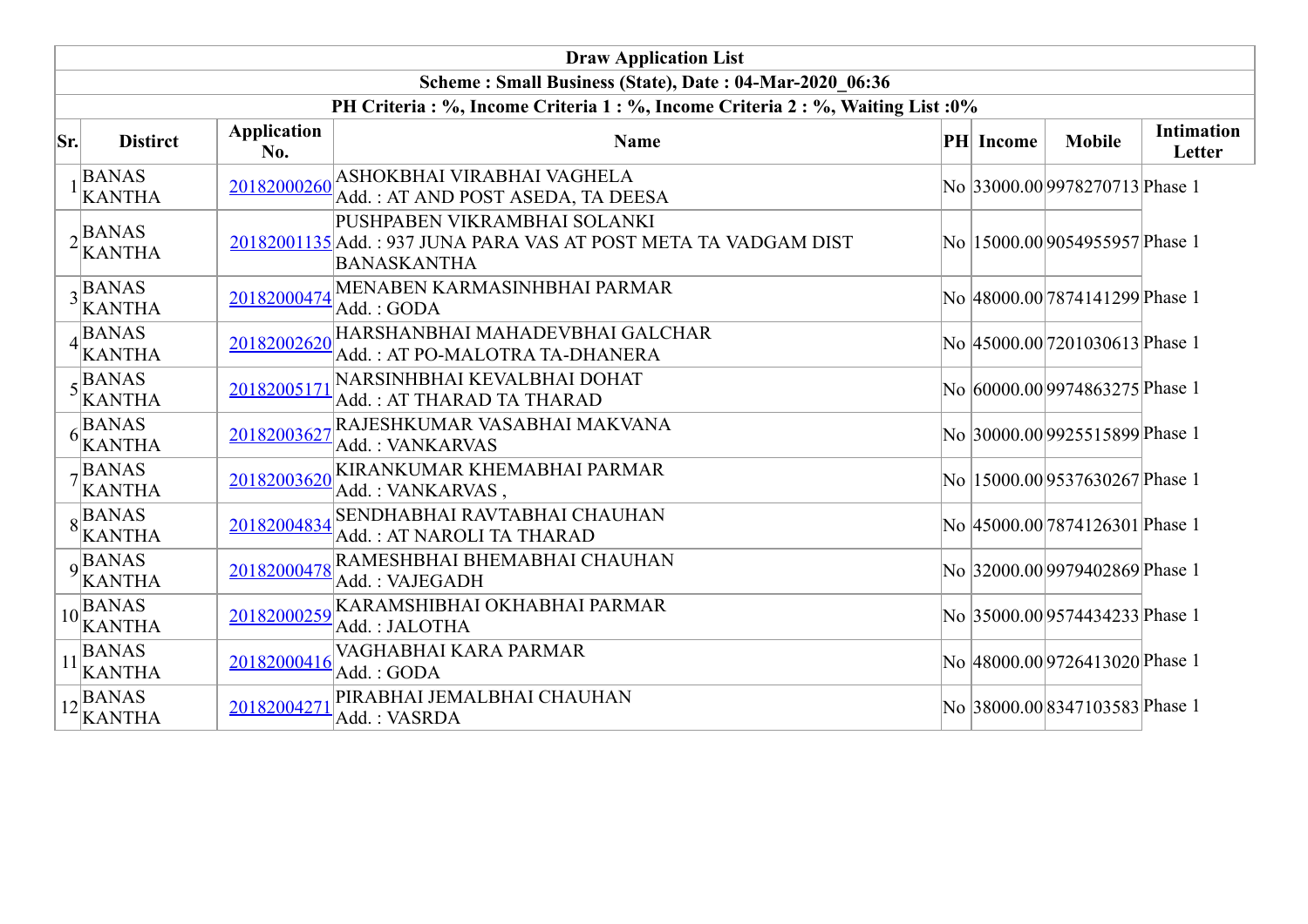| Draw Application List | | | | | | | |
|---|---|---|---|---|---|---|---|
| Scheme : Small Business (State), Date : 04-Mar-2020_06:36 | | | | | | | |
| PH Criteria : %, Income Criteria 1 : %, Income Criteria 2 : %, Waiting List :0% | | | | | | | |
| **Sr.** | **Distirct** | **Application No.** | **Name** | **PH** | **Income** | **Mobile** | **Intimation Letter** |
| 1 | BANAS KANTHA | 20182000260 | ASHOKBHAI VIRABHAI VAGHELA<br>Add. : AT AND POST ASEDA, TA DEESA | No | 33000.00 | 9978270713 | Phase 1 |
| 2 | BANAS KANTHA | 20182001135 | PUSHPABEN VIKRAMBHAI SOLANKI<br>Add. : 937 JUNA PARA VAS AT POST META TA VADGAM DIST BANASKANTHA | No | 15000.00 | 9054955957 | Phase 1 |
| 3 | BANAS KANTHA | 20182000474 | MENABEN KARMASINHBHAI PARMAR<br>Add. : GODA | No | 48000.00 | 7874141299 | Phase 1 |
| 4 | BANAS KANTHA | 20182002620 | HARSHANBHAI MAHADEVBHAI GALCHAR<br>Add. : AT PO-MALOTRA TA-DHANERA | No | 45000.00 | 7201030613 | Phase 1 |
| 5 | BANAS KANTHA | 20182005171 | NARSINHBHAI KEVALBHAI DOHAT<br>Add. : AT THARAD TA THARAD | No | 60000.00 | 9974863275 | Phase 1 |
| 6 | BANAS KANTHA | 20182003627 | RAJESHKUMAR VASABHAI MAKVANA<br>Add. : VANKARVAS | No | 30000.00 | 9925515899 | Phase 1 |
| 7 | BANAS KANTHA | 20182003620 | KIRANKUMAR KHEMABHAI PARMAR<br>Add. : VANKARVAS , | No | 15000.00 | 9537630267 | Phase 1 |
| 8 | BANAS KANTHA | 20182004834 | SENDHABHAI RAVTABHAI CHAUHAN<br>Add. : AT NAROLI TA THARAD | No | 45000.00 | 7874126301 | Phase 1 |
| 9 | BANAS KANTHA | 20182000478 | RAMESHBHAI BHEMABHAI CHAUHAN<br>Add. : VAJEGADH | No | 32000.00 | 9979402869 | Phase 1 |
| 10 | BANAS KANTHA | 20182000259 | KARAMSHIBHAI OKHABHAI PARMAR<br>Add. : JALOTHA | No | 35000.00 | 9574434233 | Phase 1 |
| 11 | BANAS KANTHA | 20182000416 | VAGHABHAI KARA PARMAR<br>Add. : GODA | No | 48000.00 | 9726413020 | Phase 1 |
| 12 | BANAS KANTHA | 20182004271 | PIRABHAI JEMALBHAI CHAUHAN<br>Add. : VASRDA | No | 38000.00 | 8347103583 | Phase 1 |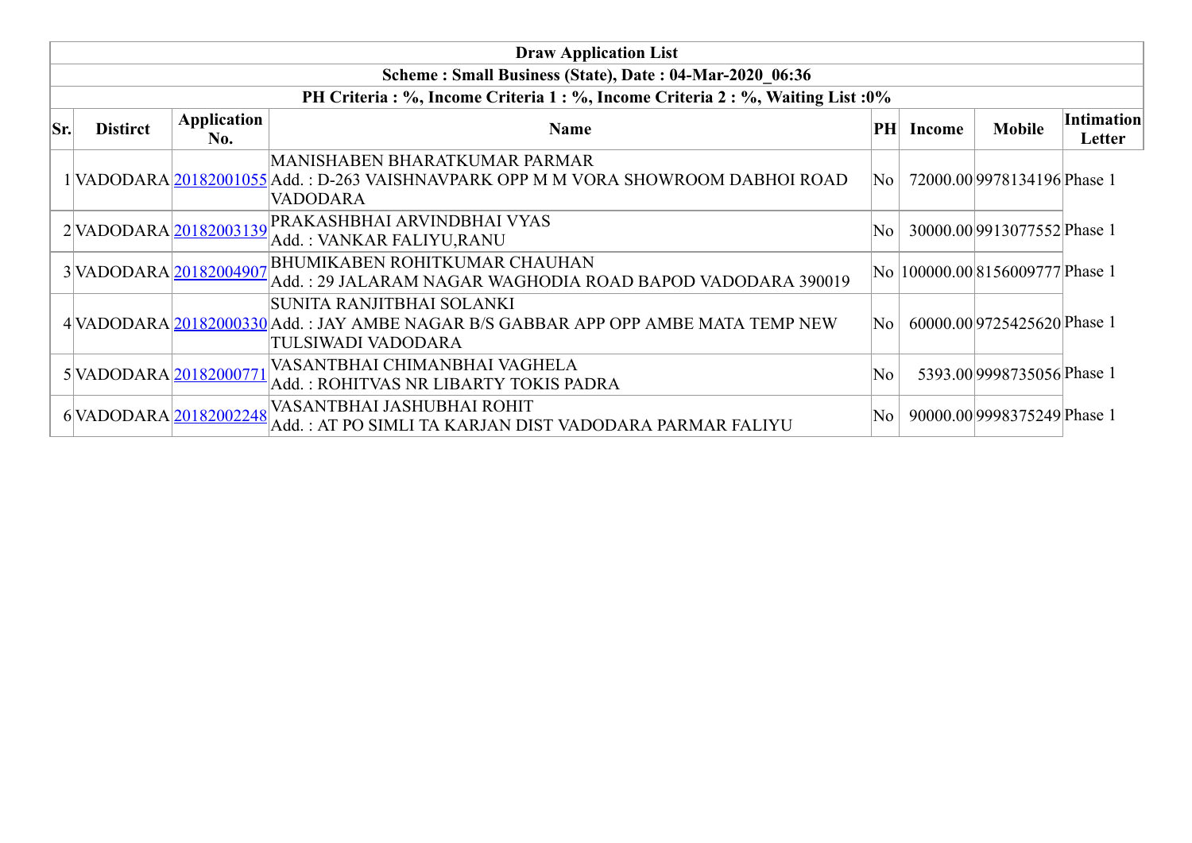| Draw Application List | | | | | | | |
|---|---|---|---|---|---|---|---|
| **Scheme : Small Business (State), Date : 04-Mar-2020_06:36** | | | | | | | |
| **PH Criteria : %, Income Criteria 1 : %, Income Criteria 2 : %, Waiting List :0%** | | | | | | | |
| **Sr.** | **Distirct** | **Application No.** | **Name** | **PH** | **Income** | **Mobile** | **Intimation Letter** |
| 1 | VADODARA | 20182001055 | MANISHABEN BHARATKUMAR PARMAR<br>Add. : D-263 VAISHNAVPARK OPP M M VORA SHOWROOM DABHOI ROAD VADODARA | No | 72000.00 | 9978134196 | Phase 1 |
| 2 | VADODARA | 20182003139 | PRAKASHBHAI ARVINDBHAI VYAS<br>Add. : VANKAR FALIYU,RANU | No | 30000.00 | 9913077552 | Phase 1 |
| 3 | VADODARA | 20182004907 | BHUMIKABEN ROHITKUMAR CHAUHAN<br>Add. : 29 JALARAM NAGAR WAGHODIA ROAD BAPOD VADODARA 390019 | No | 100000.00 | 8156009777 | Phase 1 |
| 4 | VADODARA | 20182000330 | SUNITA RANJITBHAI SOLANKI<br>Add. : JAY AMBE NAGAR B/S GABBAR APP OPP AMBE MATA TEMP NEW TULSIWADI VADODARA | No | 60000.00 | 9725425620 | Phase 1 |
| 5 | VADODARA | 20182000771 | VASANTBHAI CHIMANBHAI VAGHELA<br>Add. : ROHITVAS NR LIBARTY TOKIS PADRA | No | 5393.00 | 9998735056 | Phase 1 |
| 6 | VADODARA | 20182002248 | VASANTBHAI JASHUBHAI ROHIT<br>Add. : AT PO SIMLI TA KARJAN DIST VADODARA PARMAR FALIYU | No | 90000.00 | 9998375249 | Phase 1 |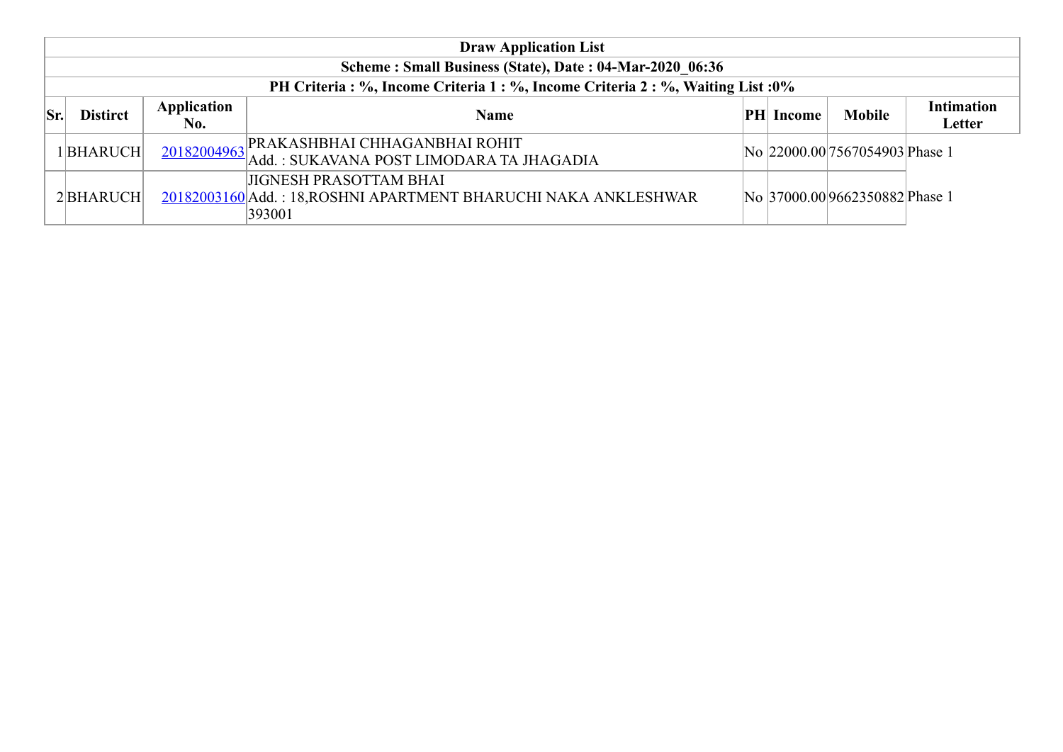| Draw Application List | | | | | | | |
|---|---|---|---|---|---|---|---|
| Scheme : Small Business (State), Date : 04-Mar-2020_06:36 | | | | | | | |
| PH Criteria : %, Income Criteria 1 : %, Income Criteria 2 : %, Waiting List :0% | | | | | | | |
| **Sr.** | **Distirct** | **Application No.** | **Name** | **PH** | **Income** | **Mobile** | **Intimation Letter** |
| 1 | BHARUCH | 20182004963 | PRAKASHBHAI CHHAGANBHAI ROHIT<br>Add. : SUKAVANA POST LIMODARA TA JHAGADIA | No | 22000.00 | 7567054903 | Phase 1 |
| 2 | BHARUCH | 20182003160 | JIGNESH PRASOTTAM BHAI<br>Add. : 18,ROSHNI APARTMENT BHARUCHI NAKA ANKLESHWAR 393001 | No | 37000.00 | 9662350882 | Phase 1 |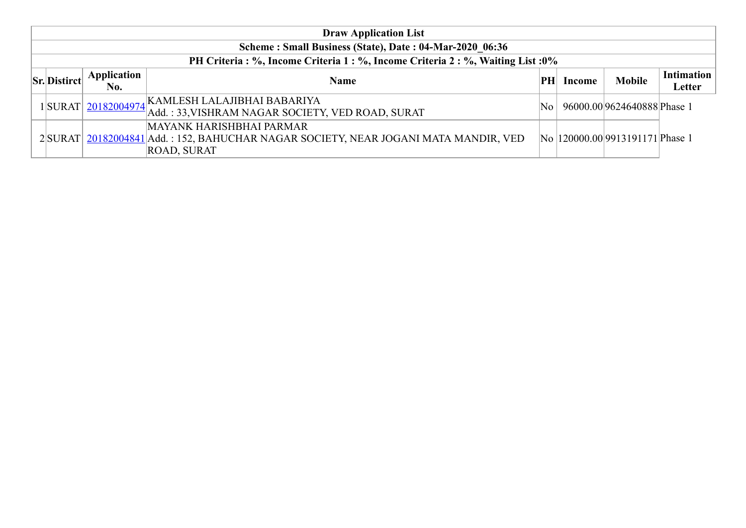| Draw Application List | | | | | | | |
|---|---|---|---|---|---|---|---|
| **Scheme : Small Business (State), Date : 04-Mar-2020_06:36** | | | | | | | |
| **PH Criteria : %, Income Criteria 1 : %, Income Criteria 2 : %, Waiting List :0%** | | | | | | | |
| **Sr.** | **Distirct** | **Application No.** | **Name** | **PH** | **Income** | **Mobile** | **Intimation Letter** |
| 1 | SURAT | 20182004974 | KAMLESH LALAJIBHAI BABARIYA<br>Add. : 33,VISHRAM NAGAR SOCIETY, VED ROAD, SURAT | No | 96000.00 | 9624640888 | Phase 1 |
| 2 | SURAT | 20182004841 | MAYANK HARISHBHAI PARMAR<br>Add. : 152, BAHUCHAR NAGAR SOCIETY, NEAR JOGANI MATA MANDIR, VED ROAD, SURAT | No | 120000.00 | 9913191171 | Phase 1 |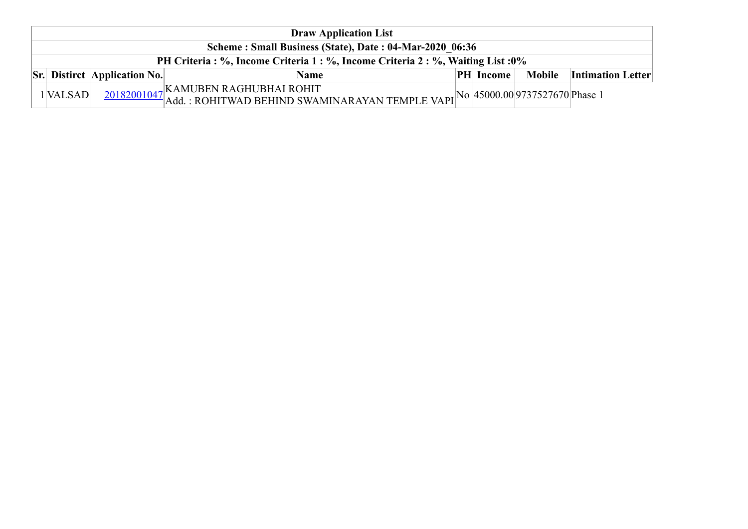| Draw Application List | | | | | | | |
|---|---|---|---|---|---|---|---|
| Scheme : Small Business (State), Date : 04-Mar-2020_06:36 | | | | | | | |
| PH Criteria : %, Income Criteria 1 : %, Income Criteria 2 : %, Waiting List :0% | | | | | | | |
| **Sr.** | **Distirct** | **Application No.** | **Name** | **PH** | **Income** | **Mobile** | **Intimation Letter** |
| 1 | VALSAD | 20182001047 | KAMUBEN RAGHUBHAI ROHIT<br>Add. : ROHITWAD BEHIND SWAMINARAYAN TEMPLE VAPI | No | 45000.00 | 9737527670 | Phase 1 |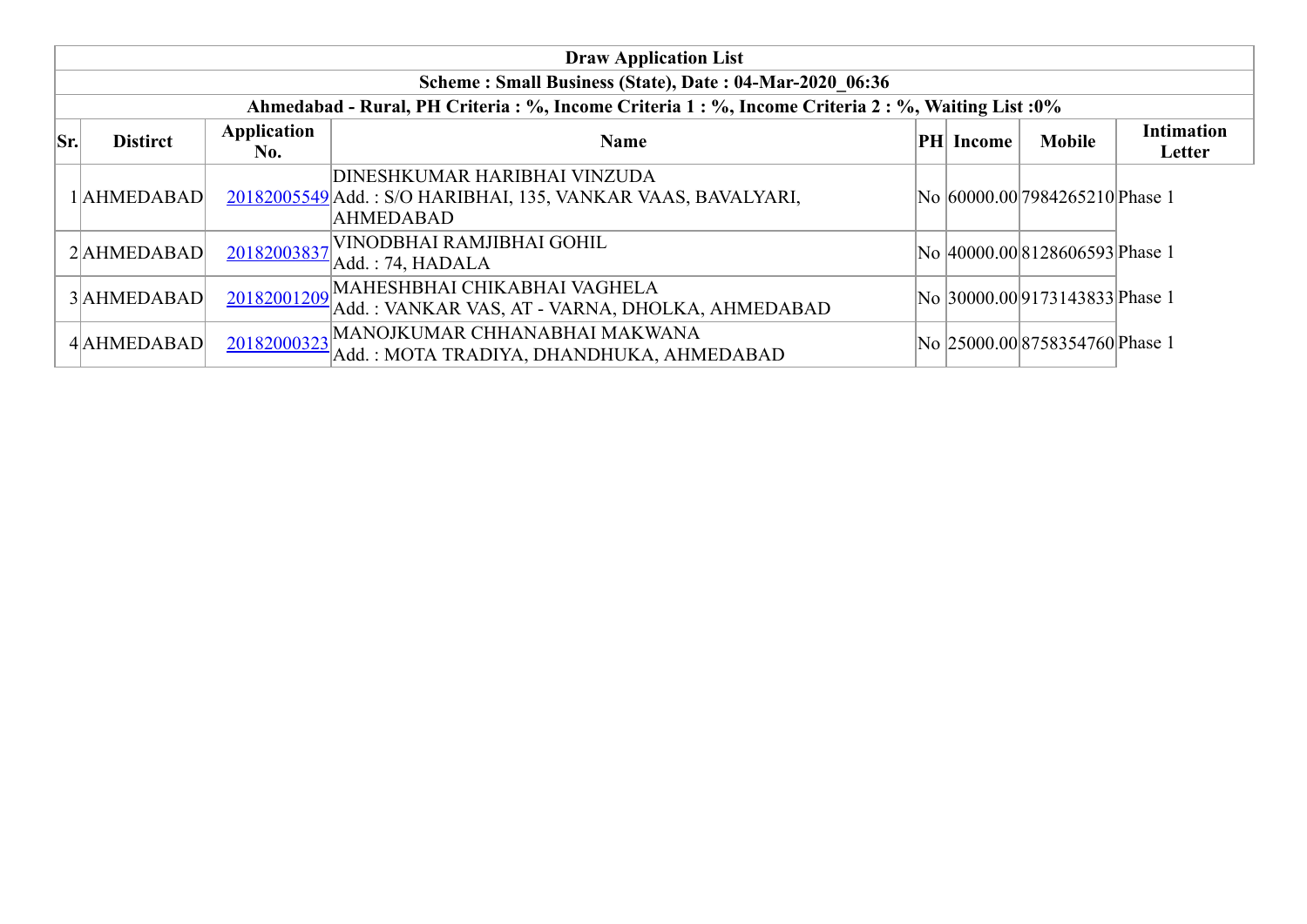**Draw Application List**

**Scheme : Small Business (State), Date : 04-Mar-2020_06:36**

**Ahmedabad - Rural, PH Criteria : %, Income Criteria 1 : %, Income Criteria 2 : %, Waiting List :0%**

| Sr. | Distirct | Application No. | Name | PH | Income | Mobile | Intimation Letter |
|---|---|---|---|---|---|---|---|
| 1 | AHMEDABAD | 20182005549 | DINESHKUMAR HARIBHAI VINZUDA Add. : S/O HARIBHAI, 135, VANKAR VAAS, BAVALYARI, AHMEDABAD | No | 60000.00 | 7984265210 | Phase 1 |
| 2 | AHMEDABAD | 20182003837 | VINODBHAI RAMJIBHAI GOHIL Add. : 74, HADALA | No | 40000.00 | 8128606593 | Phase 1 |
| 3 | AHMEDABAD | 20182001209 | MAHESHBHAI CHIKABHAI VAGHELA Add. : VANKAR VAS, AT - VARNA, DHOLKA, AHMEDABAD | No | 30000.00 | 9173143833 | Phase 1 |
| 4 | AHMEDABAD | 20182000323 | MANOJKUMAR CHHANABHAI MAKWANA Add. : MOTA TRADIYA, DHANDHUKA, AHMEDABAD | No | 25000.00 | 8758354760 | Phase 1 |